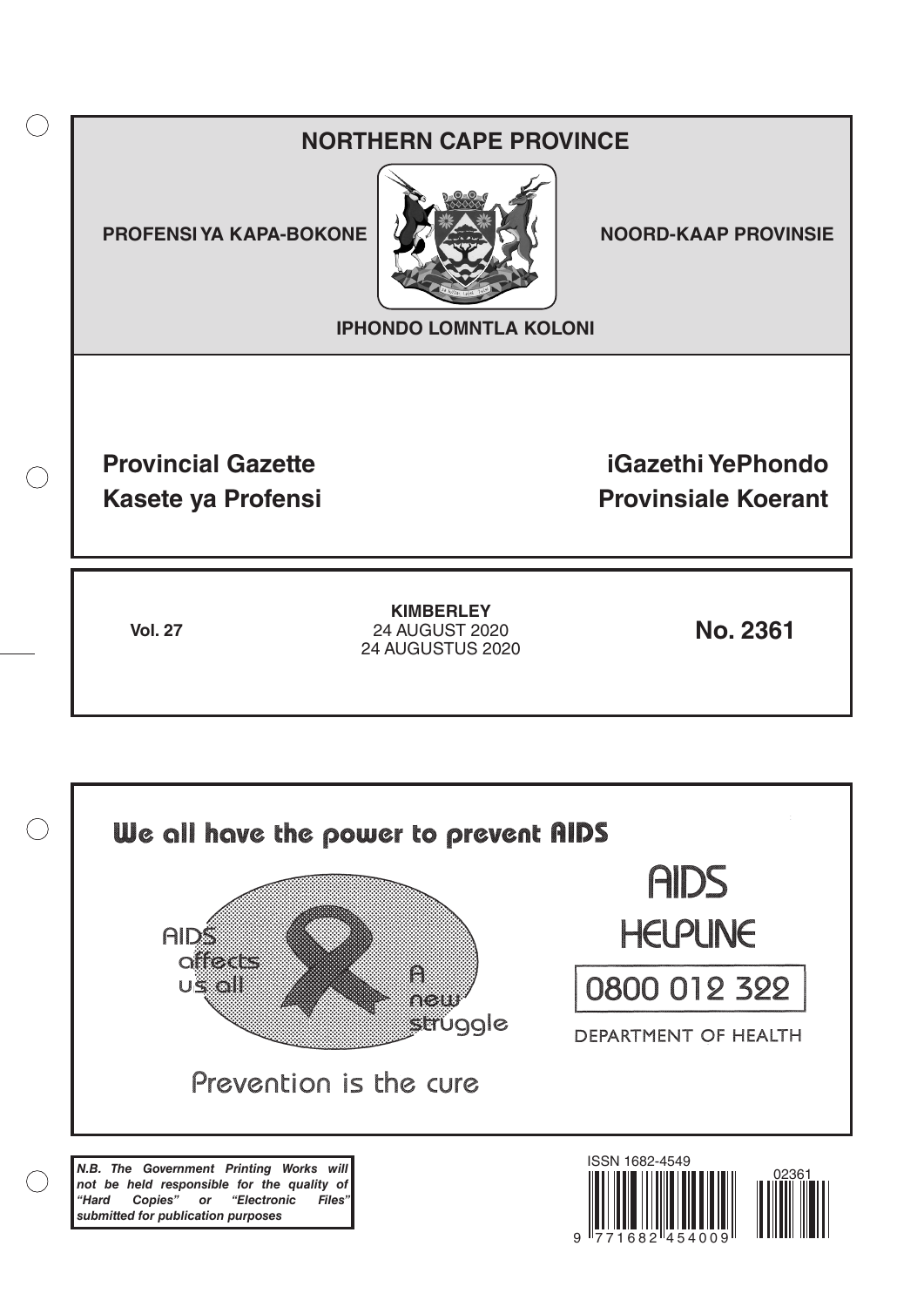# NORTHERN CAPE PROVINCE

**PROFENSI YA KAPA-BOKONE**

**NOORD-KAAP PROVINSIE**

**IPHONDO LOMNTLA KOLONI**

**Provincial Gazette**
**Kasete ya Profensi**

**iGazethi YePhondo**
**Provinsiale Koerant**

**Vol. 27**

**KIMBERLEY**
24 AUGUST 2020
24 AUGUSTUS 2020

**No. 2361**

We all have the power to prevent AIDS

AIDS affects us all

A new struggle

Prevention is the cure

AIDS HELPLINE

0800 012 322

DEPARTMENT OF HEALTH

***N.B. The Government Printing Works will not be held responsible for the quality of "Hard Copies" or "Electronic Files" submitted for publication purposes***

ISSN 1682-4549

02361

9 771682 454009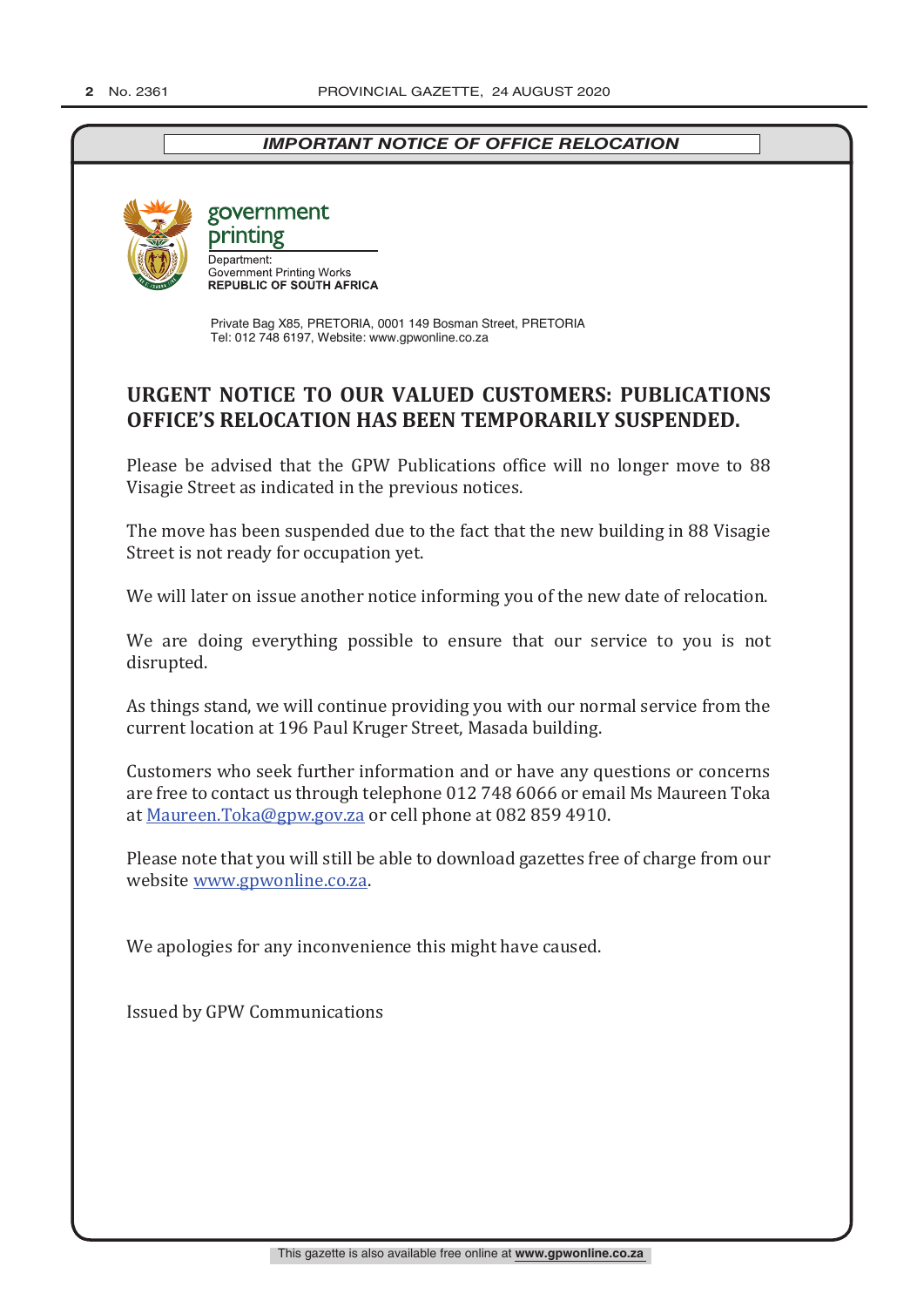***IMPORTANT NOTICE OF OFFICE RELOCATION***

government printing

Department:
Government Printing Works
**REPUBLIC OF SOUTH AFRICA**

Private Bag X85, PRETORIA, 0001 149 Bosman Street, PRETORIA
Tel: 012 748 6197, Website: www.gpwonline.co.za

## URGENT NOTICE TO OUR VALUED CUSTOMERS: PUBLICATIONS OFFICE'S RELOCATION HAS BEEN TEMPORARILY SUSPENDED.

Please be advised that the GPW Publications office will no longer move to 88 Visagie Street as indicated in the previous notices.

The move has been suspended due to the fact that the new building in 88 Visagie Street is not ready for occupation yet.

We will later on issue another notice informing you of the new date of relocation.

We are doing everything possible to ensure that our service to you is not disrupted.

As things stand, we will continue providing you with our normal service from the current location at 196 Paul Kruger Street, Masada building.

Customers who seek further information and or have any questions or concerns are free to contact us through telephone 012 748 6066 or email Ms Maureen Toka at Maureen.Toka@gpw.gov.za or cell phone at 082 859 4910.

Please note that you will still be able to download gazettes free of charge from our website www.gpwonline.co.za.

We apologies for any inconvenience this might have caused.

Issued by GPW Communications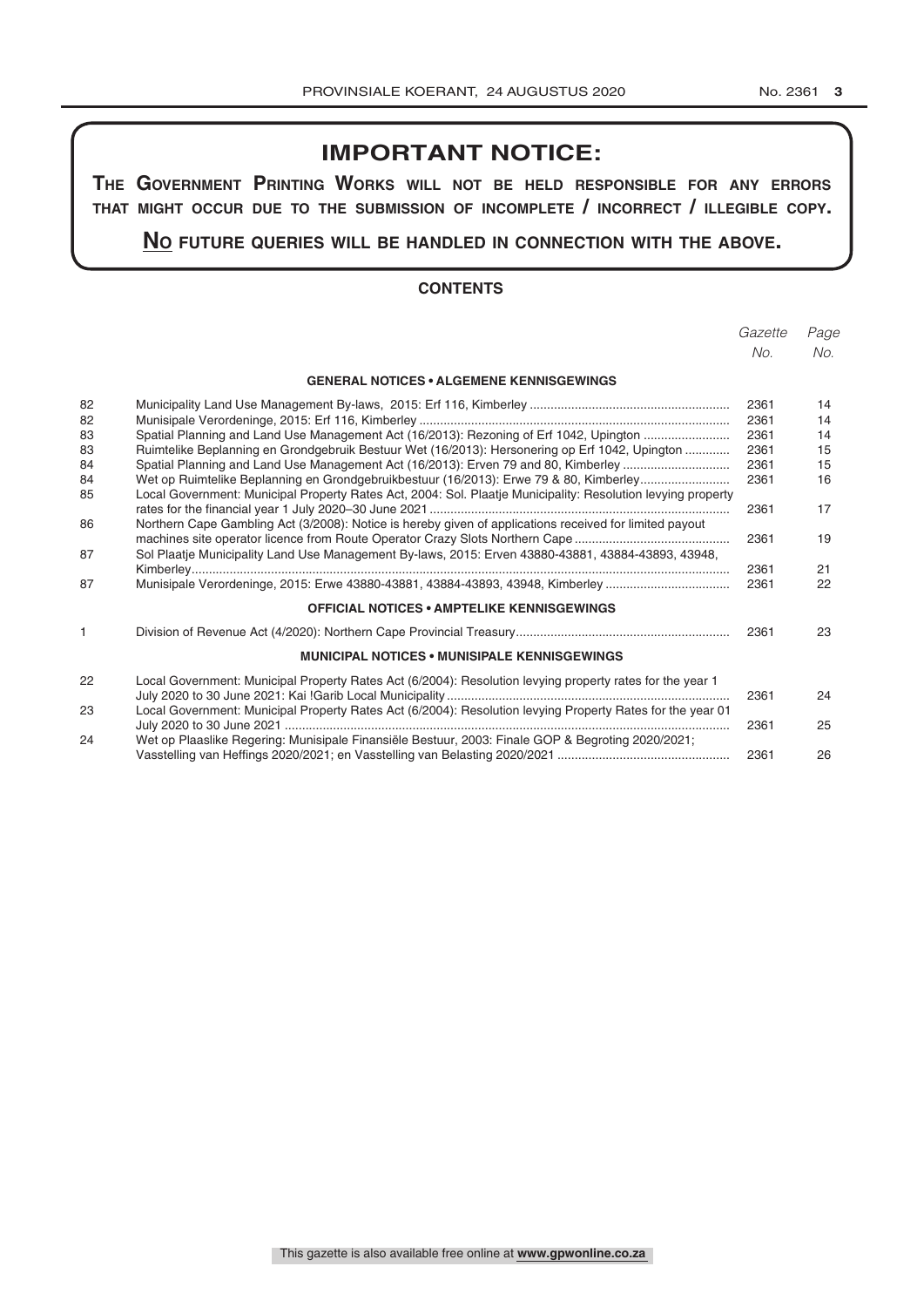# IMPORTANT NOTICE:

**The Government Printing Works will not be held responsible for any errors that might occur due to the submission of incomplete / incorrect / illegible copy.**

**No future queries will be handled in connection with the above.**

## CONTENTS

| | | *Gazette No.* | *Page No.* |
|---|---|---|---|
| | **GENERAL NOTICES • ALGEMENE KENNISGEWINGS** | | |
| 82 | Municipality Land Use Management By-laws, 2015: Erf 116, Kimberley | 2361 | 14 |
| 82 | Munisipale Verordeninge, 2015: Erf 116, Kimberley | 2361 | 14 |
| 83 | Spatial Planning and Land Use Management Act (16/2013): Rezoning of Erf 1042, Upington | 2361 | 14 |
| 83 | Ruimtelike Beplanning en Grondgebruik Bestuur Wet (16/2013): Hersonering op Erf 1042, Upington | 2361 | 15 |
| 84 | Spatial Planning and Land Use Management Act (16/2013): Erven 79 and 80, Kimberley | 2361 | 15 |
| 84 | Wet op Ruimtelike Beplanning en Grondgebruikbestuur (16/2013): Erwe 79 & 80, Kimberley | 2361 | 16 |
| 85 | Local Government: Municipal Property Rates Act, 2004: Sol. Plaatje Municipality: Resolution levying property rates for the financial year 1 July 2020–30 June 2021 | 2361 | 17 |
| 86 | Northern Cape Gambling Act (3/2008): Notice is hereby given of applications received for limited payout machines site operator licence from Route Operator Crazy Slots Northern Cape | 2361 | 19 |
| 87 | Sol Plaatje Municipality Land Use Management By-laws, 2015: Erven 43880-43881, 43884-43893, 43948, Kimberley | 2361 | 21 |
| 87 | Munisipale Verordeninge, 2015: Erwe 43880-43881, 43884-43893, 43948, Kimberley | 2361 | 22 |
| | **OFFICIAL NOTICES • AMPTELIKE KENNISGEWINGS** | | |
| 1 | Division of Revenue Act (4/2020): Northern Cape Provincial Treasury | 2361 | 23 |
| | **MUNICIPAL NOTICES • MUNISIPALE KENNISGEWINGS** | | |
| 22 | Local Government: Municipal Property Rates Act (6/2004): Resolution levying property rates for the year 1 July 2020 to 30 June 2021: Kai !Garib Local Municipality | 2361 | 24 |
| 23 | Local Government: Municipal Property Rates Act (6/2004): Resolution levying Property Rates for the year 01 July 2020 to 30 June 2021 | 2361 | 25 |
| 24 | Wet op Plaaslike Regering: Munisipale Finansiële Bestuur, 2003: Finale GOP & Begroting 2020/2021; Vasstelling van Heffings 2020/2021; en Vasstelling van Belasting 2020/2021 | 2361 | 26 |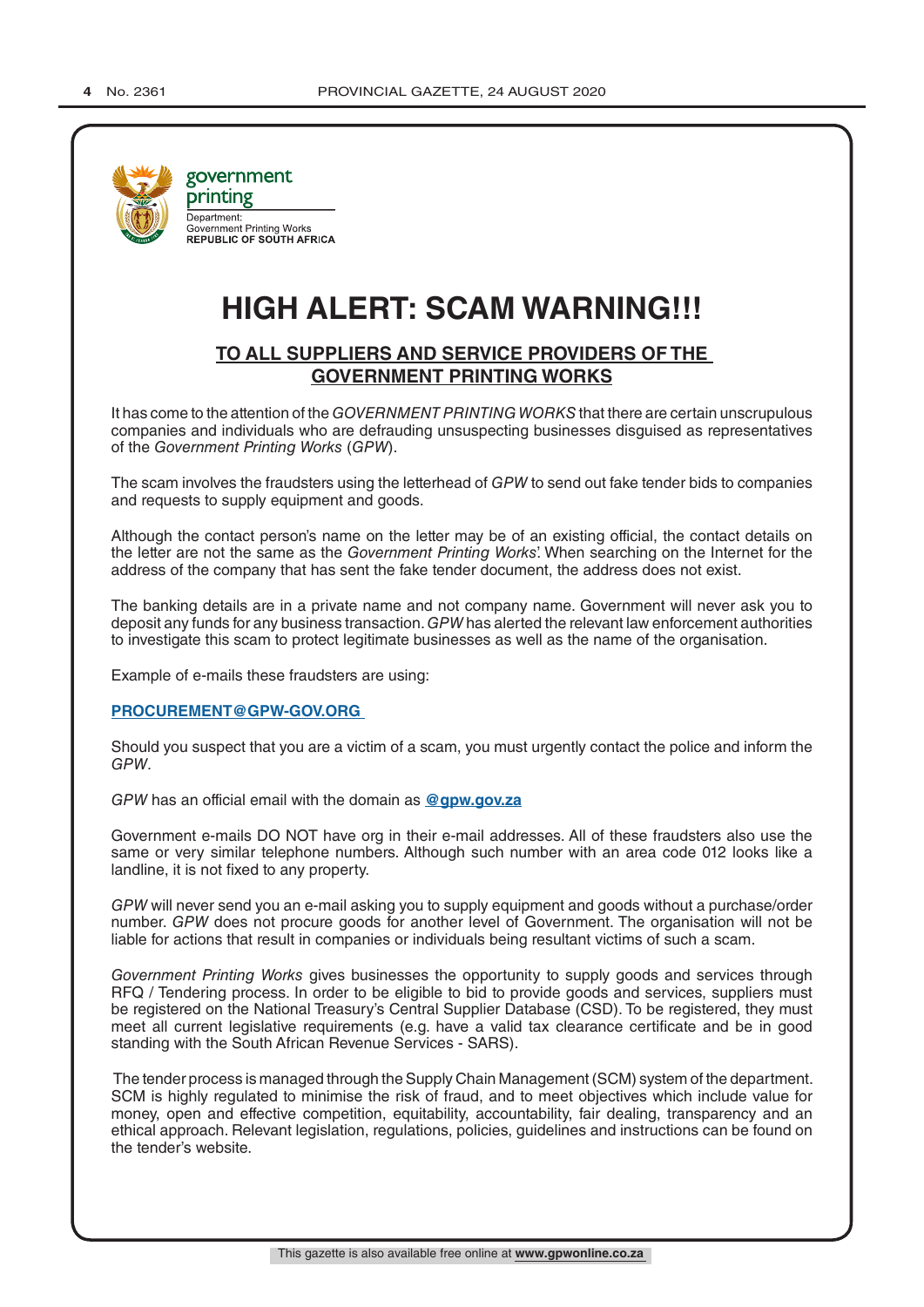government printing

Department:
Government Printing Works
**REPUBLIC OF SOUTH AFRICA**

# HIGH ALERT: SCAM WARNING!!!

## TO ALL SUPPLIERS AND SERVICE PROVIDERS OF THE GOVERNMENT PRINTING WORKS

It has come to the attention of the *GOVERNMENT PRINTING WORKS* that there are certain unscrupulous companies and individuals who are defrauding unsuspecting businesses disguised as representatives of the *Government Printing Works* (*GPW*).

The scam involves the fraudsters using the letterhead of *GPW* to send out fake tender bids to companies and requests to supply equipment and goods.

Although the contact person's name on the letter may be of an existing official, the contact details on the letter are not the same as the *Government Printing Works*'. When searching on the Internet for the address of the company that has sent the fake tender document, the address does not exist.

The banking details are in a private name and not company name. Government will never ask you to deposit any funds for any business transaction. *GPW* has alerted the relevant law enforcement authorities to investigate this scam to protect legitimate businesses as well as the name of the organisation.

Example of e-mails these fraudsters are using:

**PROCUREMENT@GPW-GOV.ORG**

Should you suspect that you are a victim of a scam, you must urgently contact the police and inform the *GPW*.

*GPW* has an official email with the domain as **@gpw.gov.za**

Government e-mails DO NOT have org in their e-mail addresses. All of these fraudsters also use the same or very similar telephone numbers. Although such number with an area code 012 looks like a landline, it is not fixed to any property.

*GPW* will never send you an e-mail asking you to supply equipment and goods without a purchase/order number. *GPW* does not procure goods for another level of Government. The organisation will not be liable for actions that result in companies or individuals being resultant victims of such a scam.

*Government Printing Works* gives businesses the opportunity to supply goods and services through RFQ / Tendering process. In order to be eligible to bid to provide goods and services, suppliers must be registered on the National Treasury's Central Supplier Database (CSD). To be registered, they must meet all current legislative requirements (e.g. have a valid tax clearance certificate and be in good standing with the South African Revenue Services - SARS).

The tender process is managed through the Supply Chain Management (SCM) system of the department. SCM is highly regulated to minimise the risk of fraud, and to meet objectives which include value for money, open and effective competition, equitability, accountability, fair dealing, transparency and an ethical approach. Relevant legislation, regulations, policies, guidelines and instructions can be found on the tender's website.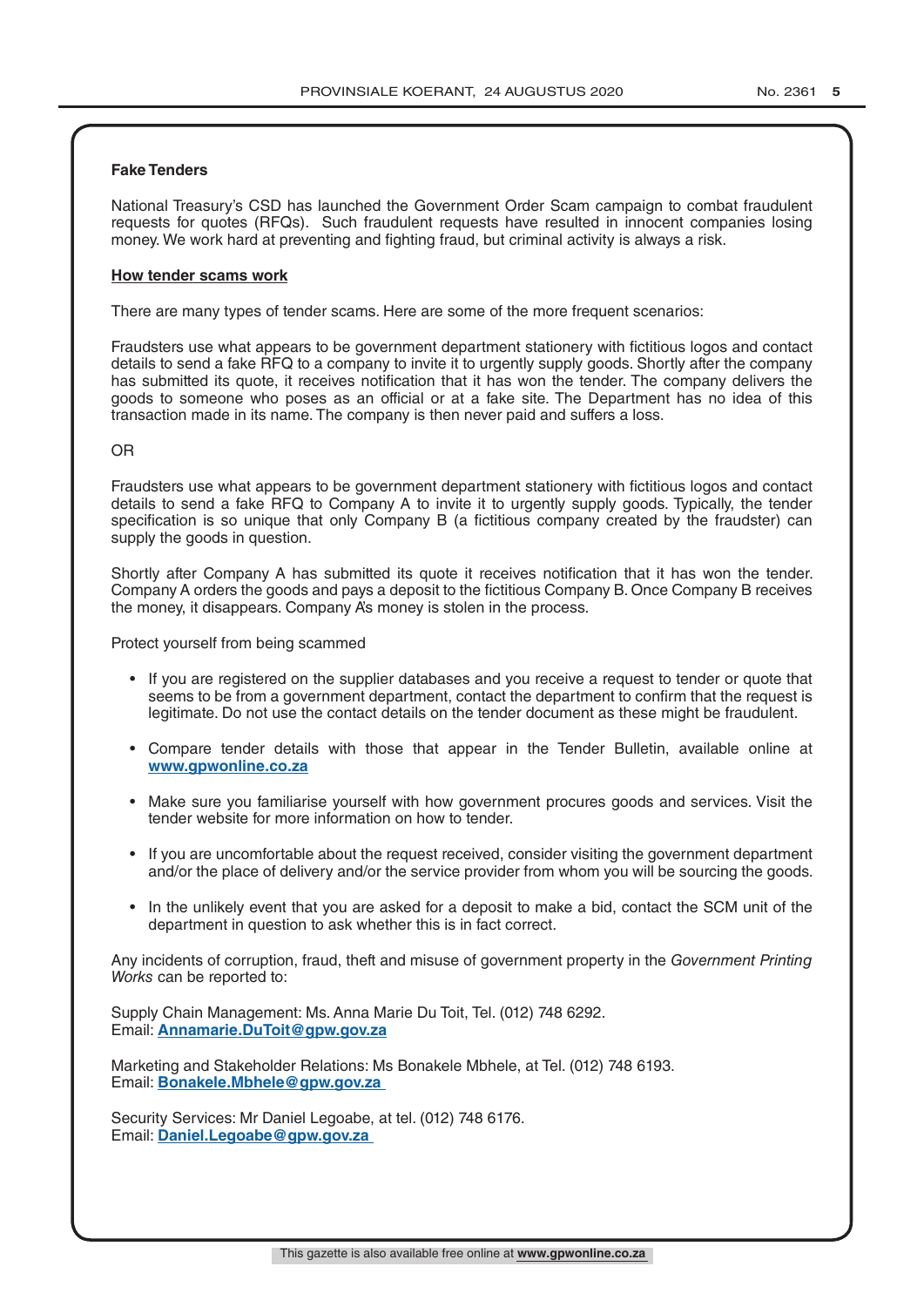**Fake Tenders**

National Treasury's CSD has launched the Government Order Scam campaign to combat fraudulent requests for quotes (RFQs). Such fraudulent requests have resulted in innocent companies losing money. We work hard at preventing and fighting fraud, but criminal activity is always a risk.

**How tender scams work**

There are many types of tender scams. Here are some of the more frequent scenarios:

Fraudsters use what appears to be government department stationery with fictitious logos and contact details to send a fake RFQ to a company to invite it to urgently supply goods. Shortly after the company has submitted its quote, it receives notification that it has won the tender. The company delivers the goods to someone who poses as an official or at a fake site. The Department has no idea of this transaction made in its name. The company is then never paid and suffers a loss.

OR

Fraudsters use what appears to be government department stationery with fictitious logos and contact details to send a fake RFQ to Company A to invite it to urgently supply goods. Typically, the tender specification is so unique that only Company B (a fictitious company created by the fraudster) can supply the goods in question.

Shortly after Company A has submitted its quote it receives notification that it has won the tender. Company A orders the goods and pays a deposit to the fictitious Company B. Once Company B receives the money, it disappears. Company A's money is stolen in the process.

Protect yourself from being scammed

- If you are registered on the supplier databases and you receive a request to tender or quote that seems to be from a government department, contact the department to confirm that the request is legitimate. Do not use the contact details on the tender document as these might be fraudulent.
- Compare tender details with those that appear in the Tender Bulletin, available online at **www.gpwonline.co.za**
- Make sure you familiarise yourself with how government procures goods and services. Visit the tender website for more information on how to tender.
- If you are uncomfortable about the request received, consider visiting the government department and/or the place of delivery and/or the service provider from whom you will be sourcing the goods.
- In the unlikely event that you are asked for a deposit to make a bid, contact the SCM unit of the department in question to ask whether this is in fact correct.

Any incidents of corruption, fraud, theft and misuse of government property in the *Government Printing Works* can be reported to:

Supply Chain Management: Ms. Anna Marie Du Toit, Tel. (012) 748 6292.
Email: **Annamarie.DuToit@gpw.gov.za**

Marketing and Stakeholder Relations: Ms Bonakele Mbhele, at Tel. (012) 748 6193.
Email: **Bonakele.Mbhele@gpw.gov.za**

Security Services: Mr Daniel Legoabe, at tel. (012) 748 6176.
Email: **Daniel.Legoabe@gpw.gov.za**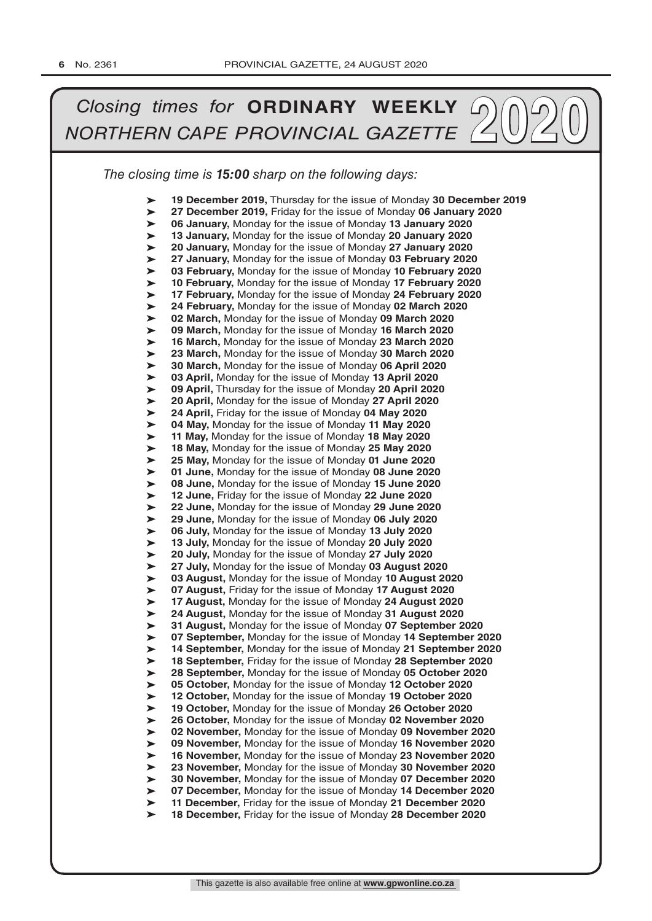# *Closing times for* **ORDINARY WEEKLY** *NORTHERN CAPE PROVINCIAL GAZETTE* 2020

*The closing time is **15:00** sharp on the following days:*

- **19 December 2019,** Thursday for the issue of Monday **30 December 2019**
- **27 December 2019,** Friday for the issue of Monday **06 January 2020**
- **06 January,** Monday for the issue of Monday **13 January 2020**
- **13 January,** Monday for the issue of Monday **20 January 2020**
- **20 January,** Monday for the issue of Monday **27 January 2020**
- **27 January,** Monday for the issue of Monday **03 February 2020**
- **03 February,** Monday for the issue of Monday **10 February 2020**
- **10 February,** Monday for the issue of Monday **17 February 2020**
- **17 February,** Monday for the issue of Monday **24 February 2020**
- **24 February,** Monday for the issue of Monday **02 March 2020**
- **02 March,** Monday for the issue of Monday **09 March 2020**
- **09 March,** Monday for the issue of Monday **16 March 2020**
- **16 March,** Monday for the issue of Monday **23 March 2020**
- **23 March,** Monday for the issue of Monday **30 March 2020**
- **30 March,** Monday for the issue of Monday **06 April 2020**
- **03 April,** Monday for the issue of Monday **13 April 2020**
- **09 April,** Thursday for the issue of Monday **20 April 2020**
- **20 April,** Monday for the issue of Monday **27 April 2020**
- **24 April,** Friday for the issue of Monday **04 May 2020**
- **04 May,** Monday for the issue of Monday **11 May 2020**
- **11 May,** Monday for the issue of Monday **18 May 2020**
- **18 May,** Monday for the issue of Monday **25 May 2020**
- **25 May,** Monday for the issue of Monday **01 June 2020**
- **01 June,** Monday for the issue of Monday **08 June 2020**
- **08 June,** Monday for the issue of Monday **15 June 2020**
- **12 June,** Friday for the issue of Monday **22 June 2020**
- **22 June,** Monday for the issue of Monday **29 June 2020**
- **29 June,** Monday for the issue of Monday **06 July 2020**
- **06 July,** Monday for the issue of Monday **13 July 2020**
- **13 July,** Monday for the issue of Monday **20 July 2020**
- **20 July,** Monday for the issue of Monday **27 July 2020**
- **27 July,** Monday for the issue of Monday **03 August 2020**
- **03 August,** Monday for the issue of Monday **10 August 2020**
- **07 August,** Friday for the issue of Monday **17 August 2020**
- **17 August,** Monday for the issue of Monday **24 August 2020**
- **24 August,** Monday for the issue of Monday **31 August 2020**
- **31 August,** Monday for the issue of Monday **07 September 2020**
- **07 September,** Monday for the issue of Monday **14 September 2020**
- **14 September,** Monday for the issue of Monday **21 September 2020**
- **18 September,** Friday for the issue of Monday **28 September 2020**
- **28 September,** Monday for the issue of Monday **05 October 2020**
- **05 October,** Monday for the issue of Monday **12 October 2020**
- **12 October,** Monday for the issue of Monday **19 October 2020**
- **19 October,** Monday for the issue of Monday **26 October 2020**
- **26 October,** Monday for the issue of Monday **02 November 2020**
- **02 November,** Monday for the issue of Monday **09 November 2020**
- **09 November,** Monday for the issue of Monday **16 November 2020**
- **16 November,** Monday for the issue of Monday **23 November 2020**
- **23 November,** Monday for the issue of Monday **30 November 2020**
- **30 November,** Monday for the issue of Monday **07 December 2020**
- **07 December,** Monday for the issue of Monday **14 December 2020**
- **11 December,** Friday for the issue of Monday **21 December 2020**
- **18 December,** Friday for the issue of Monday **28 December 2020**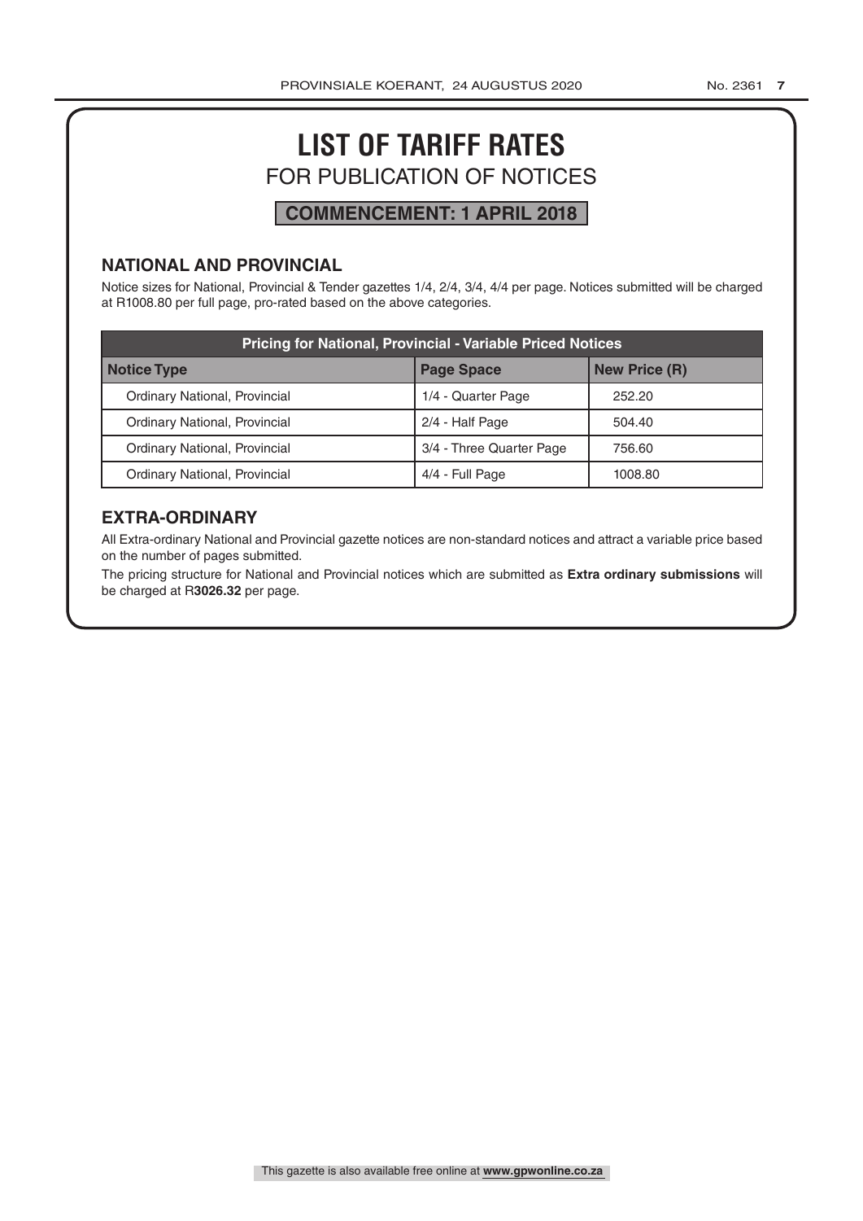# LIST OF TARIFF RATES

## FOR PUBLICATION OF NOTICES

**COMMENCEMENT: 1 APRIL 2018**

### NATIONAL AND PROVINCIAL

Notice sizes for National, Provincial & Tender gazettes 1/4, 2/4, 3/4, 4/4 per page. Notices submitted will be charged at R1008.80 per full page, pro-rated based on the above categories.

| Pricing for National, Provincial - Variable Priced Notices | | |
|---|---|---|
| **Notice Type** | **Page Space** | **New Price (R)** |
| Ordinary National, Provincial | 1/4 - Quarter Page | 252.20 |
| Ordinary National, Provincial | 2/4 - Half Page | 504.40 |
| Ordinary National, Provincial | 3/4 - Three Quarter Page | 756.60 |
| Ordinary National, Provincial | 4/4 - Full Page | 1008.80 |

### EXTRA-ORDINARY

All Extra-ordinary National and Provincial gazette notices are non-standard notices and attract a variable price based on the number of pages submitted.

The pricing structure for National and Provincial notices which are submitted as **Extra ordinary submissions** will be charged at R**3026.32** per page.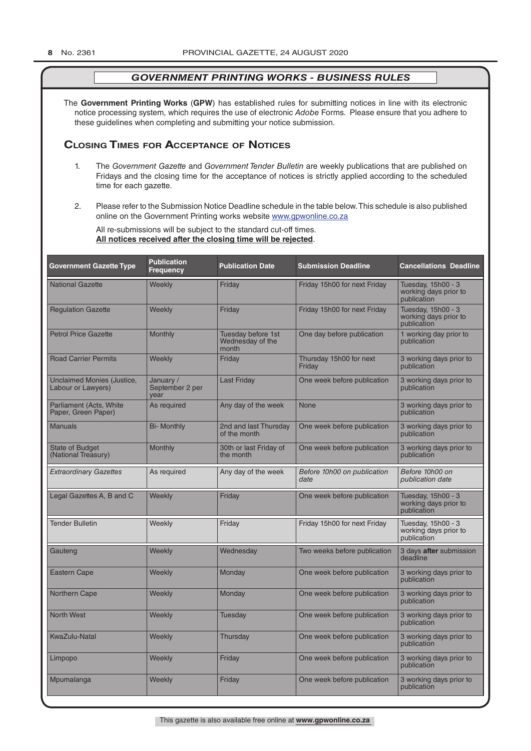## *GOVERNMENT PRINTING WORKS - BUSINESS RULES*

The **Government Printing Works** (**GPW**) has established rules for submitting notices in line with its electronic notice processing system, which requires the use of electronic *Adobe* Forms. Please ensure that you adhere to these guidelines when completing and submitting your notice submission.

### Closing Times for Acceptance of Notices

1. The *Government Gazette* and *Government Tender Bulletin* are weekly publications that are published on Fridays and the closing time for the acceptance of notices is strictly applied according to the scheduled time for each gazette.

2. Please refer to the Submission Notice Deadline schedule in the table below. This schedule is also published online on the Government Printing works website www.gpwonline.co.za

   All re-submissions will be subject to the standard cut-off times.
   **All notices received after the closing time will be rejected**.

| Government Gazette Type | Publication Frequency | Publication Date | Submission Deadline | Cancellations Deadline |
|---|---|---|---|---|
| National Gazette | Weekly | Friday | Friday 15h00 for next Friday | Tuesday, 15h00 - 3 working days prior to publication |
| Regulation Gazette | Weekly | Friday | Friday 15h00 for next Friday | Tuesday, 15h00 - 3 working days prior to publication |
| Petrol Price Gazette | Monthly | Tuesday before 1st Wednesday of the month | One day before publication | 1 working day prior to publication |
| Road Carrier Permits | Weekly | Friday | Thursday 15h00 for next Friday | 3 working days prior to publication |
| Unclaimed Monies (Justice, Labour or Lawyers) | January / September 2 per year | Last Friday | One week before publication | 3 working days prior to publication |
| Parliament (Acts, White Paper, Green Paper) | As required | Any day of the week | None | 3 working days prior to publication |
| Manuals | Bi- Monthly | 2nd and last Thursday of the month | One week before publication | 3 working days prior to publication |
| State of Budget (National Treasury) | Monthly | 30th or last Friday of the month | One week before publication | 3 working days prior to publication |
| *Extraordinary Gazettes* | As required | Any day of the week | *Before 10h00 on publication date* | *Before 10h00 on publication date* |
| Legal Gazettes A, B and C | Weekly | Friday | One week before publication | Tuesday, 15h00 - 3 working days prior to publication |
| Tender Bulletin | Weekly | Friday | Friday 15h00 for next Friday | Tuesday, 15h00 - 3 working days prior to publication |
| Gauteng | Weekly | Wednesday | Two weeks before publication | 3 days **after** submission deadline |
| Eastern Cape | Weekly | Monday | One week before publication | 3 working days prior to publication |
| Northern Cape | Weekly | Monday | One week before publication | 3 working days prior to publication |
| North West | Weekly | Tuesday | One week before publication | 3 working days prior to publication |
| KwaZulu-Natal | Weekly | Thursday | One week before publication | 3 working days prior to publication |
| Limpopo | Weekly | Friday | One week before publication | 3 working days prior to publication |
| Mpumalanga | Weekly | Friday | One week before publication | 3 working days prior to publication |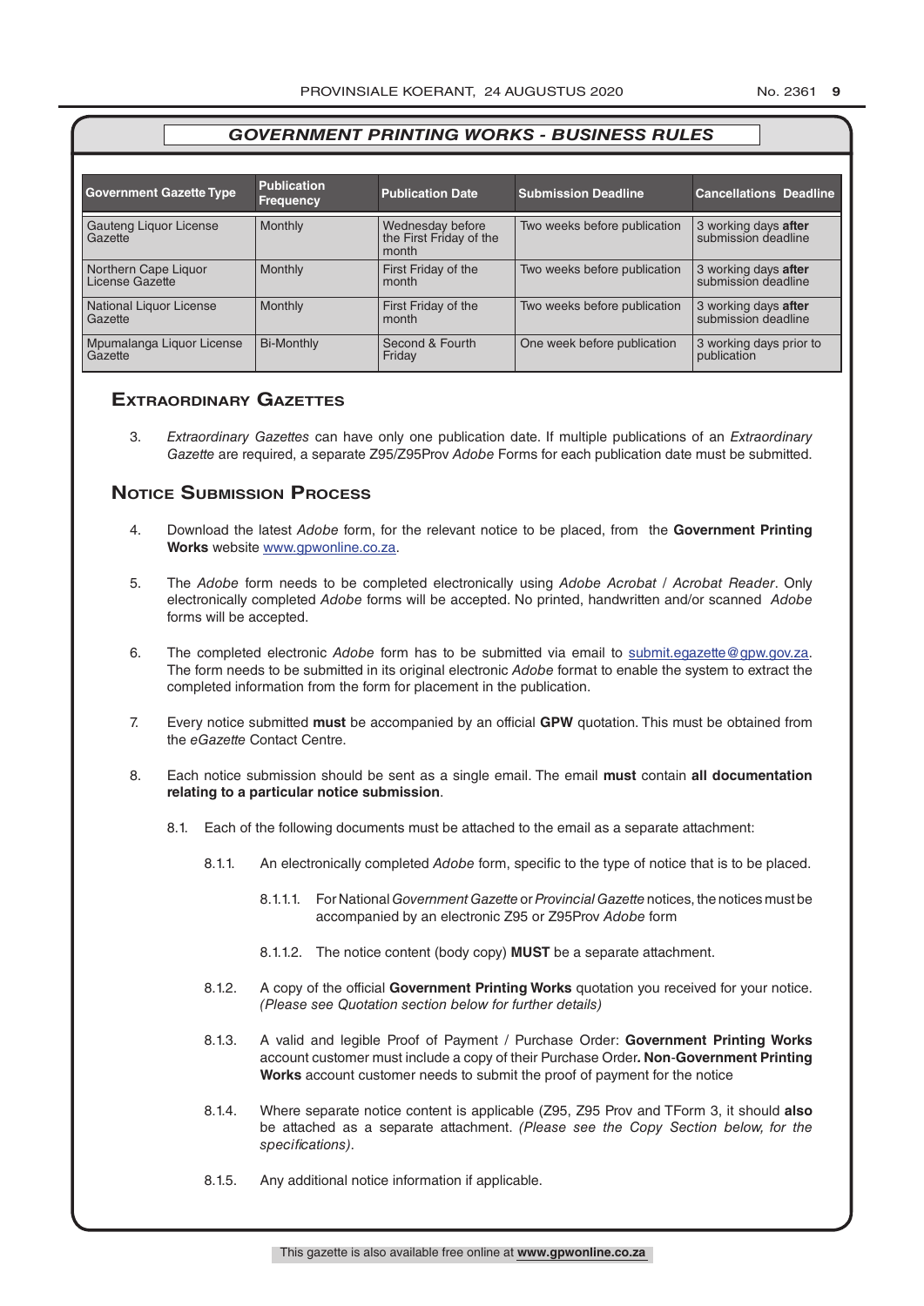## GOVERNMENT PRINTING WORKS - BUSINESS RULES

| Government Gazette Type | Publication Frequency | Publication Date | Submission Deadline | Cancellations Deadline |
|---|---|---|---|---|
| Gauteng Liquor License Gazette | Monthly | Wednesday before the First Friday of the month | Two weeks before publication | 3 working days **after** submission deadline |
| Northern Cape Liquor License Gazette | Monthly | First Friday of the month | Two weeks before publication | 3 working days **after** submission deadline |
| National Liquor License Gazette | Monthly | First Friday of the month | Two weeks before publication | 3 working days **after** submission deadline |
| Mpumalanga Liquor License Gazette | Bi-Monthly | Second & Fourth Friday | One week before publication | 3 working days prior to publication |

### Extraordinary Gazettes

3. *Extraordinary Gazettes* can have only one publication date. If multiple publications of an *Extraordinary Gazette* are required, a separate Z95/Z95Prov *Adobe* Forms for each publication date must be submitted.

### Notice Submission Process

4. Download the latest *Adobe* form, for the relevant notice to be placed, from the **Government Printing Works** website www.gpwonline.co.za.

5. The *Adobe* form needs to be completed electronically using *Adobe Acrobat* / *Acrobat Reader*. Only electronically completed *Adobe* forms will be accepted. No printed, handwritten and/or scanned *Adobe* forms will be accepted.

6. The completed electronic *Adobe* form has to be submitted via email to submit.egazette@gpw.gov.za. The form needs to be submitted in its original electronic *Adobe* format to enable the system to extract the completed information from the form for placement in the publication.

7. Every notice submitted **must** be accompanied by an official **GPW** quotation. This must be obtained from the *eGazette* Contact Centre.

8. Each notice submission should be sent as a single email. The email **must** contain **all documentation relating to a particular notice submission**.

 8.1. Each of the following documents must be attached to the email as a separate attachment:

  8.1.1. An electronically completed *Adobe* form, specific to the type of notice that is to be placed.

   8.1.1.1. For National *Government Gazette* or *Provincial Gazette* notices, the notices must be accompanied by an electronic Z95 or Z95Prov *Adobe* form

   8.1.1.2. The notice content (body copy) **MUST** be a separate attachment.

  8.1.2. A copy of the official **Government Printing Works** quotation you received for your notice. *(Please see Quotation section below for further details)*

  8.1.3. A valid and legible Proof of Payment / Purchase Order: **Government Printing Works** account customer must include a copy of their Purchase Order**. Non**-**Government Printing Works** account customer needs to submit the proof of payment for the notice

  8.1.4. Where separate notice content is applicable (Z95, Z95 Prov and TForm 3, it should **also** be attached as a separate attachment. *(Please see the Copy Section below, for the specifications)*.

  8.1.5. Any additional notice information if applicable.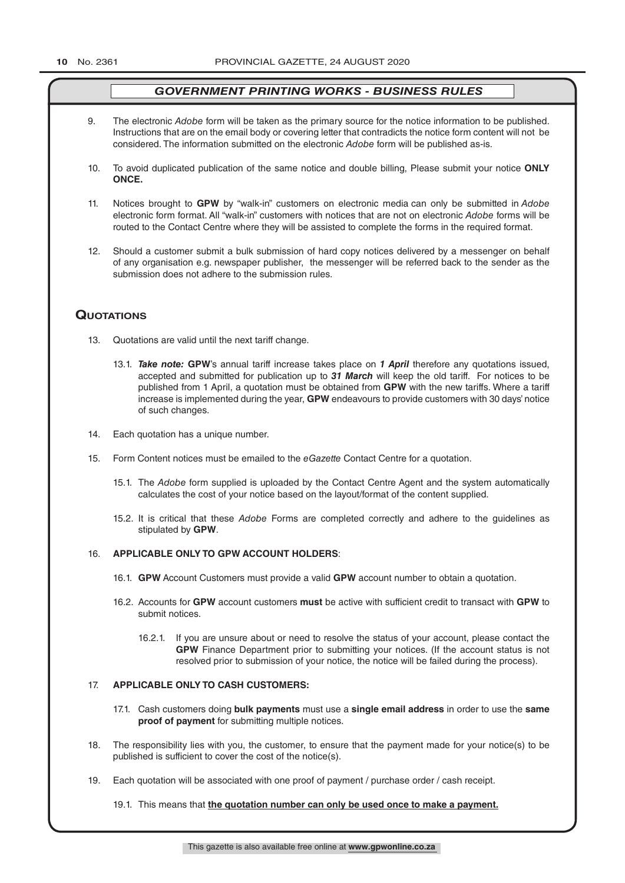## *GOVERNMENT PRINTING WORKS - BUSINESS RULES*

9. The electronic *Adobe* form will be taken as the primary source for the notice information to be published. Instructions that are on the email body or covering letter that contradicts the notice form content will not be considered. The information submitted on the electronic *Adobe* form will be published as-is.

10. To avoid duplicated publication of the same notice and double billing, Please submit your notice **ONLY ONCE.**

11. Notices brought to **GPW** by "walk-in" customers on electronic media can only be submitted in *Adobe* electronic form format. All "walk-in" customers with notices that are not on electronic *Adobe* forms will be routed to the Contact Centre where they will be assisted to complete the forms in the required format.

12. Should a customer submit a bulk submission of hard copy notices delivered by a messenger on behalf of any organisation e.g. newspaper publisher, the messenger will be referred back to the sender as the submission does not adhere to the submission rules.

## Quotations

13. Quotations are valid until the next tariff change.

    13.1. ***Take note:*** **GPW**'s annual tariff increase takes place on ***1 April*** therefore any quotations issued, accepted and submitted for publication up to ***31 March*** will keep the old tariff. For notices to be published from 1 April, a quotation must be obtained from **GPW** with the new tariffs. Where a tariff increase is implemented during the year, **GPW** endeavours to provide customers with 30 days' notice of such changes.

14. Each quotation has a unique number.

15. Form Content notices must be emailed to the *eGazette* Contact Centre for a quotation.

    15.1. The *Adobe* form supplied is uploaded by the Contact Centre Agent and the system automatically calculates the cost of your notice based on the layout/format of the content supplied.

    15.2. It is critical that these *Adobe* Forms are completed correctly and adhere to the guidelines as stipulated by **GPW**.

16. **APPLICABLE ONLY TO GPW ACCOUNT HOLDERS**:

    16.1. **GPW** Account Customers must provide a valid **GPW** account number to obtain a quotation.

    16.2. Accounts for **GPW** account customers **must** be active with sufficient credit to transact with **GPW** to submit notices.

        16.2.1. If you are unsure about or need to resolve the status of your account, please contact the **GPW** Finance Department prior to submitting your notices. (If the account status is not resolved prior to submission of your notice, the notice will be failed during the process).

17. **APPLICABLE ONLY TO CASH CUSTOMERS:**

    17.1. Cash customers doing **bulk payments** must use a **single email address** in order to use the **same proof of payment** for submitting multiple notices.

18. The responsibility lies with you, the customer, to ensure that the payment made for your notice(s) to be published is sufficient to cover the cost of the notice(s).

19. Each quotation will be associated with one proof of payment / purchase order / cash receipt.

    19.1. This means that **the quotation number can only be used once to make a payment.**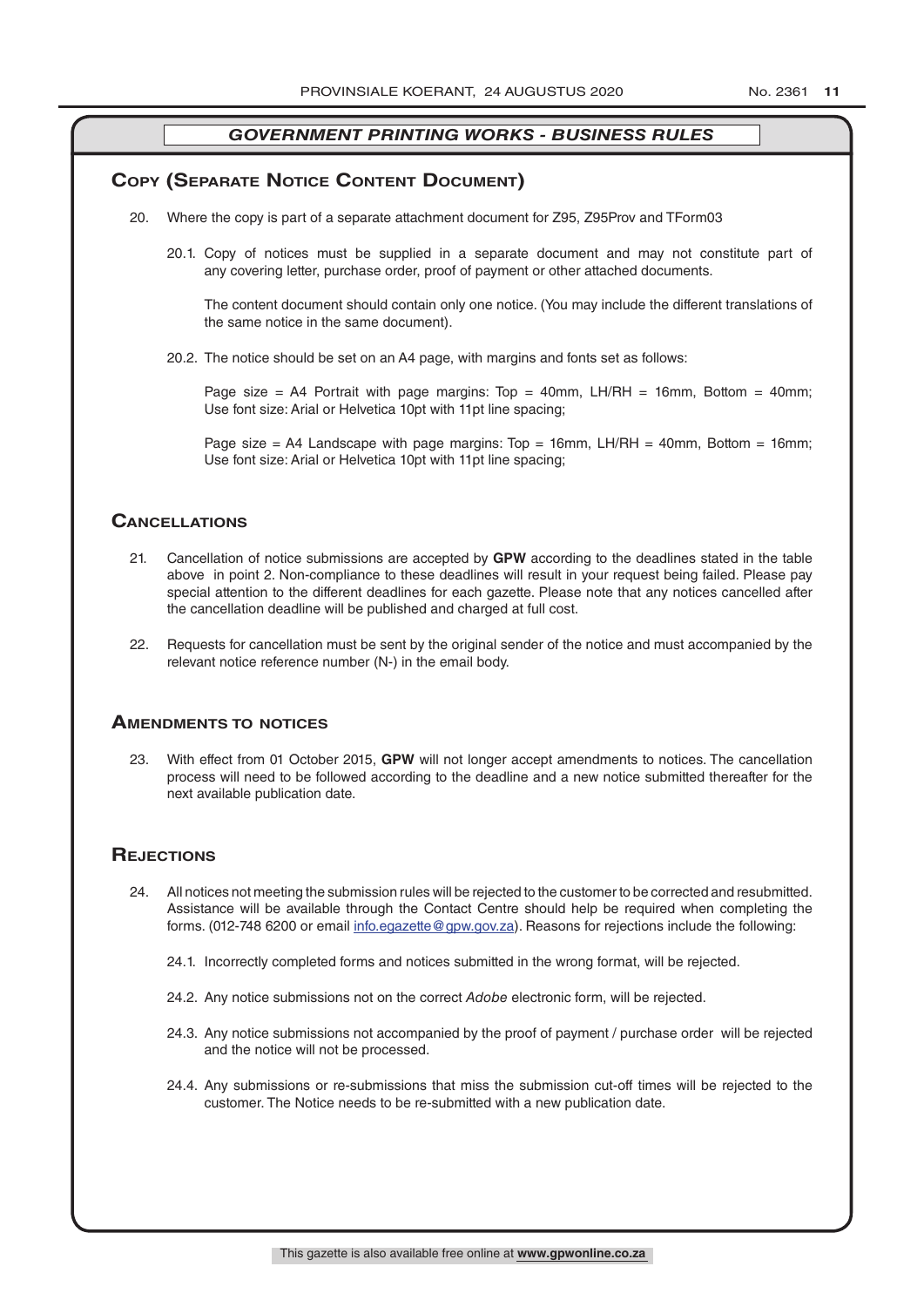## GOVERNMENT PRINTING WORKS - BUSINESS RULES

## Copy (Separate Notice Content Document)

20. Where the copy is part of a separate attachment document for Z95, Z95Prov and TForm03

    20.1. Copy of notices must be supplied in a separate document and may not constitute part of any covering letter, purchase order, proof of payment or other attached documents.

    The content document should contain only one notice. (You may include the different translations of the same notice in the same document).

    20.2. The notice should be set on an A4 page, with margins and fonts set as follows:

    Page size = A4 Portrait with page margins: Top = 40mm, LH/RH = 16mm, Bottom = 40mm; Use font size: Arial or Helvetica 10pt with 11pt line spacing;

    Page size = A4 Landscape with page margins: Top = 16mm, LH/RH = 40mm, Bottom = 16mm; Use font size: Arial or Helvetica 10pt with 11pt line spacing;

## Cancellations

21. Cancellation of notice submissions are accepted by **GPW** according to the deadlines stated in the table above in point 2. Non-compliance to these deadlines will result in your request being failed. Please pay special attention to the different deadlines for each gazette. Please note that any notices cancelled after the cancellation deadline will be published and charged at full cost.

22. Requests for cancellation must be sent by the original sender of the notice and must accompanied by the relevant notice reference number (N-) in the email body.

## Amendments to notices

23. With effect from 01 October 2015, **GPW** will not longer accept amendments to notices. The cancellation process will need to be followed according to the deadline and a new notice submitted thereafter for the next available publication date.

## Rejections

24. All notices not meeting the submission rules will be rejected to the customer to be corrected and resubmitted. Assistance will be available through the Contact Centre should help be required when completing the forms. (012-748 6200 or email info.egazette@gpw.gov.za). Reasons for rejections include the following:

    24.1. Incorrectly completed forms and notices submitted in the wrong format, will be rejected.

    24.2. Any notice submissions not on the correct *Adobe* electronic form, will be rejected.

    24.3. Any notice submissions not accompanied by the proof of payment / purchase order will be rejected and the notice will not be processed.

    24.4. Any submissions or re-submissions that miss the submission cut-off times will be rejected to the customer. The Notice needs to be re-submitted with a new publication date.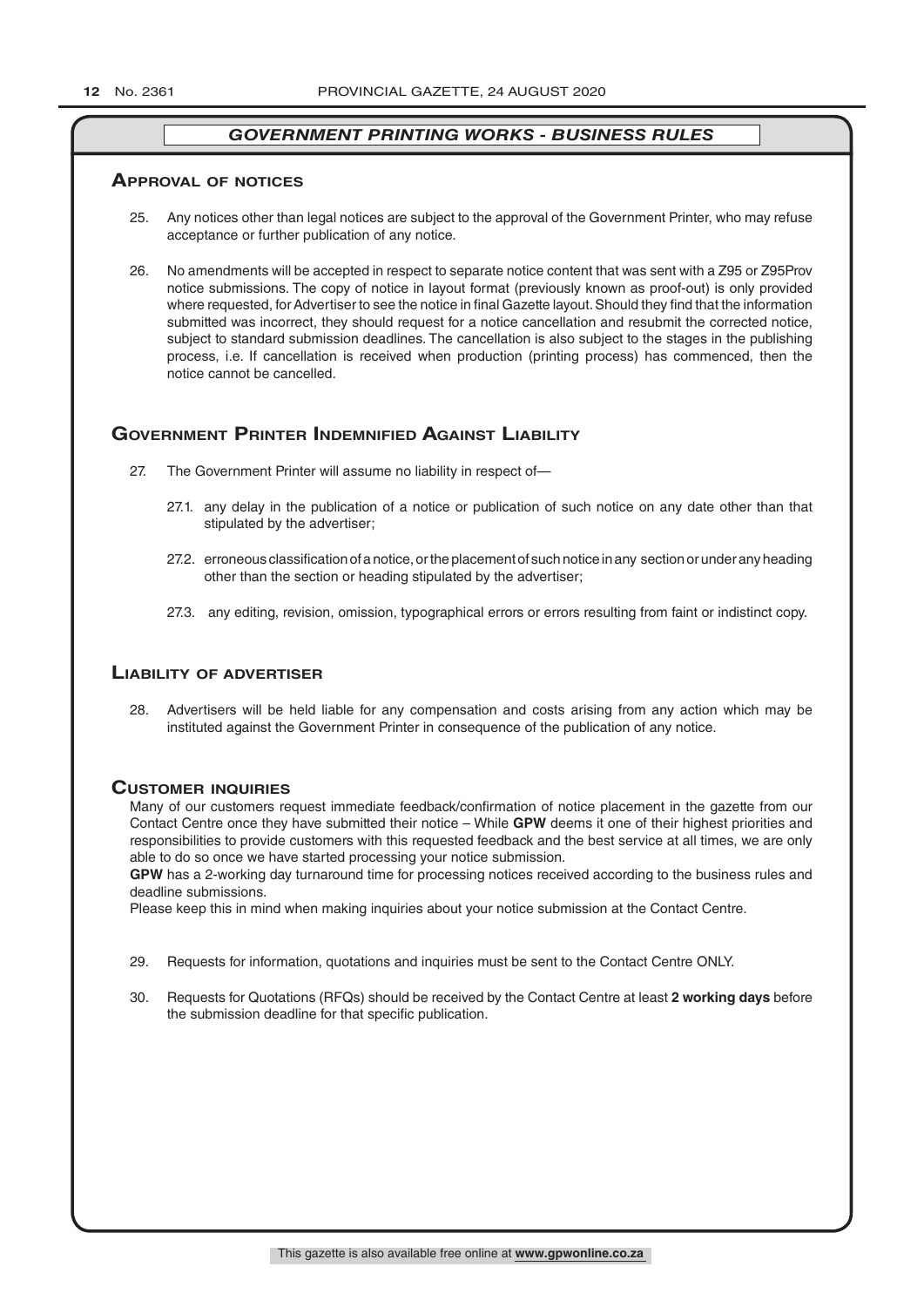## *GOVERNMENT PRINTING WORKS - BUSINESS RULES*

### Approval of notices

25. Any notices other than legal notices are subject to the approval of the Government Printer, who may refuse acceptance or further publication of any notice.

26. No amendments will be accepted in respect to separate notice content that was sent with a Z95 or Z95Prov notice submissions. The copy of notice in layout format (previously known as proof-out) is only provided where requested, for Advertiser to see the notice in final Gazette layout. Should they find that the information submitted was incorrect, they should request for a notice cancellation and resubmit the corrected notice, subject to standard submission deadlines. The cancellation is also subject to the stages in the publishing process, i.e. If cancellation is received when production (printing process) has commenced, then the notice cannot be cancelled.

### Government Printer Indemnified Against Liability

27. The Government Printer will assume no liability in respect of—

    27.1. any delay in the publication of a notice or publication of such notice on any date other than that stipulated by the advertiser;

    27.2. erroneous classification of a notice, or the placement of such notice in any section or under any heading other than the section or heading stipulated by the advertiser;

    27.3. any editing, revision, omission, typographical errors or errors resulting from faint or indistinct copy.

### Liability of advertiser

28. Advertisers will be held liable for any compensation and costs arising from any action which may be instituted against the Government Printer in consequence of the publication of any notice.

### Customer inquiries

Many of our customers request immediate feedback/confirmation of notice placement in the gazette from our Contact Centre once they have submitted their notice – While **GPW** deems it one of their highest priorities and responsibilities to provide customers with this requested feedback and the best service at all times, we are only able to do so once we have started processing your notice submission.

**GPW** has a 2-working day turnaround time for processing notices received according to the business rules and deadline submissions.

Please keep this in mind when making inquiries about your notice submission at the Contact Centre.

29. Requests for information, quotations and inquiries must be sent to the Contact Centre ONLY.

30. Requests for Quotations (RFQs) should be received by the Contact Centre at least **2 working days** before the submission deadline for that specific publication.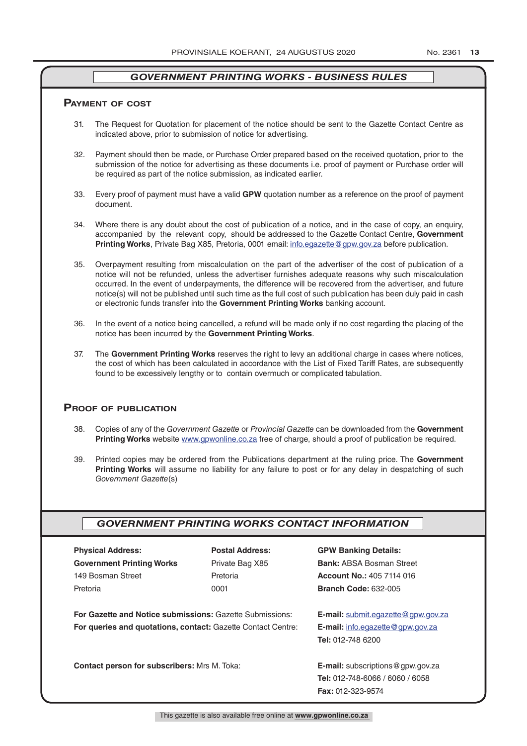## GOVERNMENT PRINTING WORKS - BUSINESS RULES

### Payment of cost

31. The Request for Quotation for placement of the notice should be sent to the Gazette Contact Centre as indicated above, prior to submission of notice for advertising.

32. Payment should then be made, or Purchase Order prepared based on the received quotation, prior to the submission of the notice for advertising as these documents i.e. proof of payment or Purchase order will be required as part of the notice submission, as indicated earlier.

33. Every proof of payment must have a valid **GPW** quotation number as a reference on the proof of payment document.

34. Where there is any doubt about the cost of publication of a notice, and in the case of copy, an enquiry, accompanied by the relevant copy, should be addressed to the Gazette Contact Centre, **Government Printing Works**, Private Bag X85, Pretoria, 0001 email: info.egazette@gpw.gov.za before publication.

35. Overpayment resulting from miscalculation on the part of the advertiser of the cost of publication of a notice will not be refunded, unless the advertiser furnishes adequate reasons why such miscalculation occurred. In the event of underpayments, the difference will be recovered from the advertiser, and future notice(s) will not be published until such time as the full cost of such publication has been duly paid in cash or electronic funds transfer into the **Government Printing Works** banking account.

36. In the event of a notice being cancelled, a refund will be made only if no cost regarding the placing of the notice has been incurred by the **Government Printing Works**.

37. The **Government Printing Works** reserves the right to levy an additional charge in cases where notices, the cost of which has been calculated in accordance with the List of Fixed Tariff Rates, are subsequently found to be excessively lengthy or to contain overmuch or complicated tabulation.

### Proof of publication

38. Copies of any of the *Government Gazette* or *Provincial Gazette* can be downloaded from the **Government Printing Works** website www.gpwonline.co.za free of charge, should a proof of publication be required.

39. Printed copies may be ordered from the Publications department at the ruling price. The **Government Printing Works** will assume no liability for any failure to post or for any delay in despatching of such *Government Gazette*(s)

## GOVERNMENT PRINTING WORKS CONTACT INFORMATION

**Physical Address:**
**Government Printing Works**
149 Bosman Street
Pretoria

**Postal Address:**
Private Bag X85
Pretoria
0001

**GPW Banking Details:**
**Bank:** ABSA Bosman Street
**Account No.:** 405 7114 016
**Branch Code:** 632-005

**For Gazette and Notice submissions:** Gazette Submissions: **E-mail:** submit.egazette@gpw.gov.za

**For queries and quotations, contact:** Gazette Contact Centre: **E-mail:** info.egazette@gpw.gov.za
**Tel:** 012-748 6200

**Contact person for subscribers:** Mrs M. Toka: **E-mail:** subscriptions@gpw.gov.za
**Tel:** 012-748-6066 / 6060 / 6058
**Fax:** 012-323-9574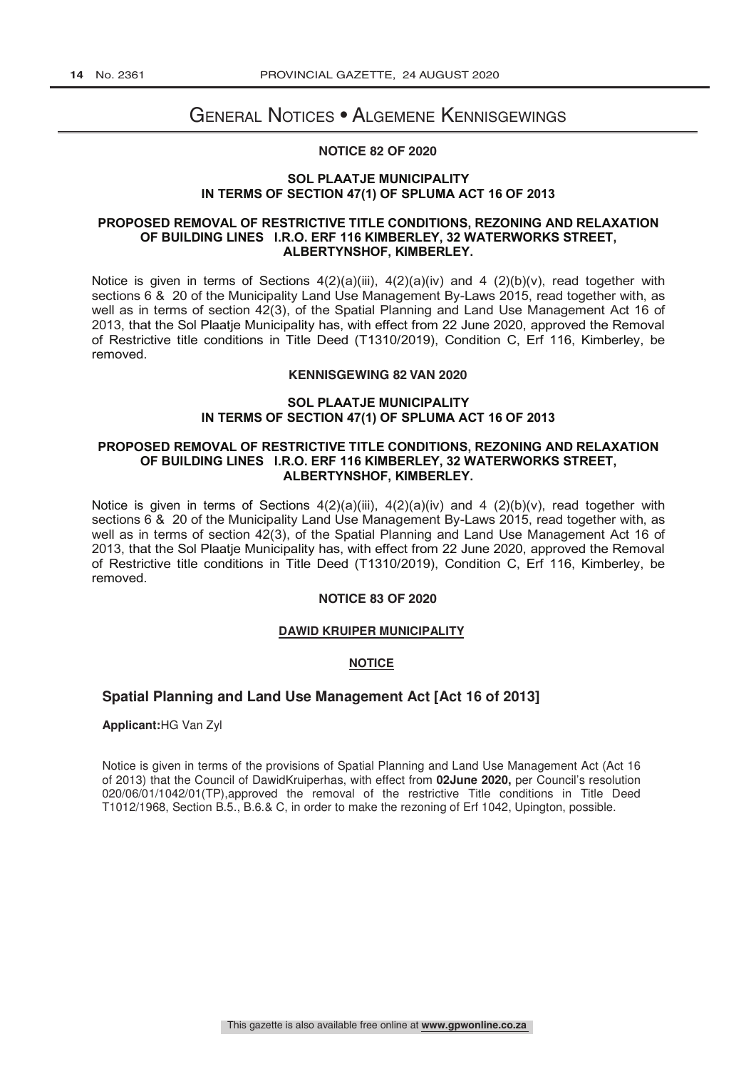# General Notices • Algemene Kennisgewings

## NOTICE 82 OF 2020

### SOL PLAATJE MUNICIPALITY IN TERMS OF SECTION 47(1) OF SPLUMA ACT 16 OF 2013

### PROPOSED REMOVAL OF RESTRICTIVE TITLE CONDITIONS, REZONING AND RELAXATION OF BUILDING LINES I.R.O. ERF 116 KIMBERLEY, 32 WATERWORKS STREET, ALBERTYNSHOF, KIMBERLEY.

Notice is given in terms of Sections 4(2)(a)(iii), 4(2)(a)(iv) and 4 (2)(b)(v), read together with sections 6 & 20 of the Municipality Land Use Management By-Laws 2015, read together with, as well as in terms of section 42(3), of the Spatial Planning and Land Use Management Act 16 of 2013, that the Sol Plaatje Municipality has, with effect from 22 June 2020, approved the Removal of Restrictive title conditions in Title Deed (T1310/2019), Condition C, Erf 116, Kimberley, be removed.

## KENNISGEWING 82 VAN 2020

### SOL PLAATJE MUNICIPALITY IN TERMS OF SECTION 47(1) OF SPLUMA ACT 16 OF 2013

### PROPOSED REMOVAL OF RESTRICTIVE TITLE CONDITIONS, REZONING AND RELAXATION OF BUILDING LINES I.R.O. ERF 116 KIMBERLEY, 32 WATERWORKS STREET, ALBERTYNSHOF, KIMBERLEY.

Notice is given in terms of Sections 4(2)(a)(iii), 4(2)(a)(iv) and 4 (2)(b)(v), read together with sections 6 & 20 of the Municipality Land Use Management By-Laws 2015, read together with, as well as in terms of section 42(3), of the Spatial Planning and Land Use Management Act 16 of 2013, that the Sol Plaatje Municipality has, with effect from 22 June 2020, approved the Removal of Restrictive title conditions in Title Deed (T1310/2019), Condition C, Erf 116, Kimberley, be removed.

## NOTICE 83 OF 2020

### DAWID KRUIPER MUNICIPALITY

### NOTICE

### Spatial Planning and Land Use Management Act [Act 16 of 2013]

**Applicant:** HG Van Zyl

Notice is given in terms of the provisions of Spatial Planning and Land Use Management Act (Act 16 of 2013) that the Council of DawidKruiperhas, with effect from **02June 2020,** per Council's resolution 020/06/01/1042/01(TP),approved the removal of the restrictive Title conditions in Title Deed T1012/1968, Section B.5., B.6.& C, in order to make the rezoning of Erf 1042, Upington, possible.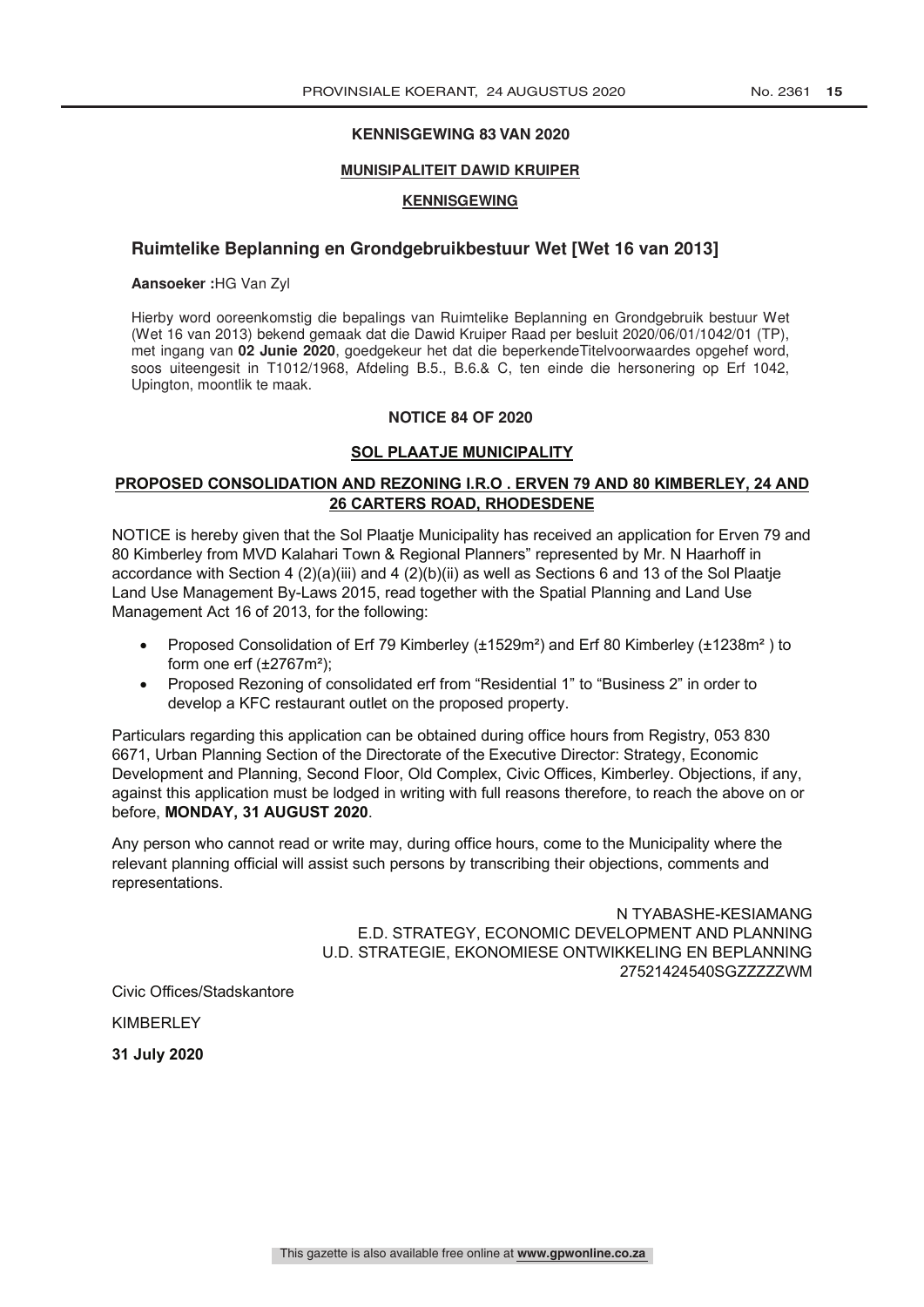**KENNISGEWING 83 VAN 2020**

**MUNISIPALITEIT DAWID KRUIPER**

**KENNISGEWING**

## Ruimtelike Beplanning en Grondgebruikbestuur Wet [Wet 16 van 2013]

**Aansoeker :**HG Van Zyl

Hierby word ooreenkomstig die bepalings van Ruimtelike Beplanning en Grondgebruik bestuur Wet (Wet 16 van 2013) bekend gemaak dat die Dawid Kruiper Raad per besluit 2020/06/01/1042/01 (TP), met ingang van **02 Junie 2020**, goedgekeur het dat die beperkendeTitelvoorwaardes opgehef word, soos uiteengesit in T1012/1968, Afdeling B.5., B.6.& C, ten einde die hersonering op Erf 1042, Upington, moontlik te maak.

**NOTICE 84 OF 2020**

**SOL PLAATJE MUNICIPALITY**

**PROPOSED CONSOLIDATION AND REZONING I.R.O . ERVEN 79 AND 80 KIMBERLEY, 24 AND 26 CARTERS ROAD, RHODESDENE**

NOTICE is hereby given that the Sol Plaatje Municipality has received an application for Erven 79 and 80 Kimberley from MVD Kalahari Town & Regional Planners" represented by Mr. N Haarhoff in accordance with Section 4 (2)(a)(iii) and 4 (2)(b)(ii) as well as Sections 6 and 13 of the Sol Plaatje Land Use Management By-Laws 2015, read together with the Spatial Planning and Land Use Management Act 16 of 2013, for the following:

- Proposed Consolidation of Erf 79 Kimberley (±1529m²) and Erf 80 Kimberley (±1238m² ) to form one erf (±2767m²);
- Proposed Rezoning of consolidated erf from "Residential 1" to "Business 2" in order to develop a KFC restaurant outlet on the proposed property.

Particulars regarding this application can be obtained during office hours from Registry, 053 830 6671, Urban Planning Section of the Directorate of the Executive Director: Strategy, Economic Development and Planning, Second Floor, Old Complex, Civic Offices, Kimberley. Objections, if any, against this application must be lodged in writing with full reasons therefore, to reach the above on or before, **MONDAY, 31 AUGUST 2020**.

Any person who cannot read or write may, during office hours, come to the Municipality where the relevant planning official will assist such persons by transcribing their objections, comments and representations.

N TYABASHE-KESIAMANG
E.D. STRATEGY, ECONOMIC DEVELOPMENT AND PLANNING
U.D. STRATEGIE, EKONOMIESE ONTWIKKELING EN BEPLANNING
27521424540SGZZZZZWM

Civic Offices/Stadskantore

KIMBERLEY

**31 July 2020**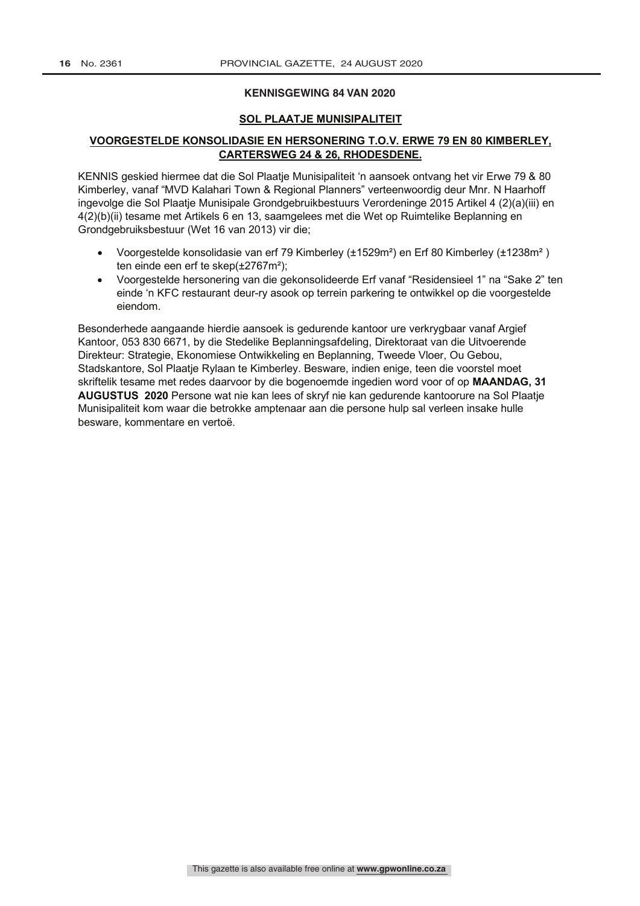**KENNISGEWING 84 VAN 2020**

**SOL PLAATJE MUNISIPALITEIT**

**VOORGESTELDE KONSOLIDASIE EN HERSONERING T.O.V. ERWE 79 EN 80 KIMBERLEY, CARTERSWEG 24 & 26, RHODESDENE.**

KENNIS geskied hiermee dat die Sol Plaatje Munisipaliteit 'n aansoek ontvang het vir Erwe 79 & 80 Kimberley, vanaf "MVD Kalahari Town & Regional Planners" verteenwoordig deur Mnr. N Haarhoff ingevolge die Sol Plaatje Munisipale Grondgebruikbestuurs Verordeninge 2015 Artikel 4 (2)(a)(iii) en 4(2)(b)(ii) tesame met Artikels 6 en 13, saamgelees met die Wet op Ruimtelike Beplanning en Grondgebruiksbestuur (Wet 16 van 2013) vir die;

- Voorgestelde konsolidasie van erf 79 Kimberley (±1529m²) en Erf 80 Kimberley (±1238m²) ten einde een erf te skep(±2767m²);
- Voorgestelde hersonering van die gekonsolideerde Erf vanaf "Residensieel 1" na "Sake 2" ten einde 'n KFC restaurant deur-ry asook op terrein parkering te ontwikkel op die voorgestelde eiendom.

Besonderhede aangaande hierdie aansoek is gedurende kantoor ure verkrygbaar vanaf Argief Kantoor, 053 830 6671, by die Stedelike Beplanningsafdeling, Direktoraat van die Uitvoerende Direkteur: Strategie, Ekonomiese Ontwikkeling en Beplanning, Tweede Vloer, Ou Gebou, Stadskantore, Sol Plaatje Rylaan te Kimberley. Besware, indien enige, teen die voorstel moet skriftelik tesame met redes daarvoor by die bogenoemde ingedien word voor of op **MAANDAG, 31 AUGUSTUS 2020** Persone wat nie kan lees of skryf nie kan gedurende kantoorure na Sol Plaatje Munisipaliteit kom waar die betrokke amptenaar aan die persone hulp sal verleen insake hulle besware, kommentare en vertoë.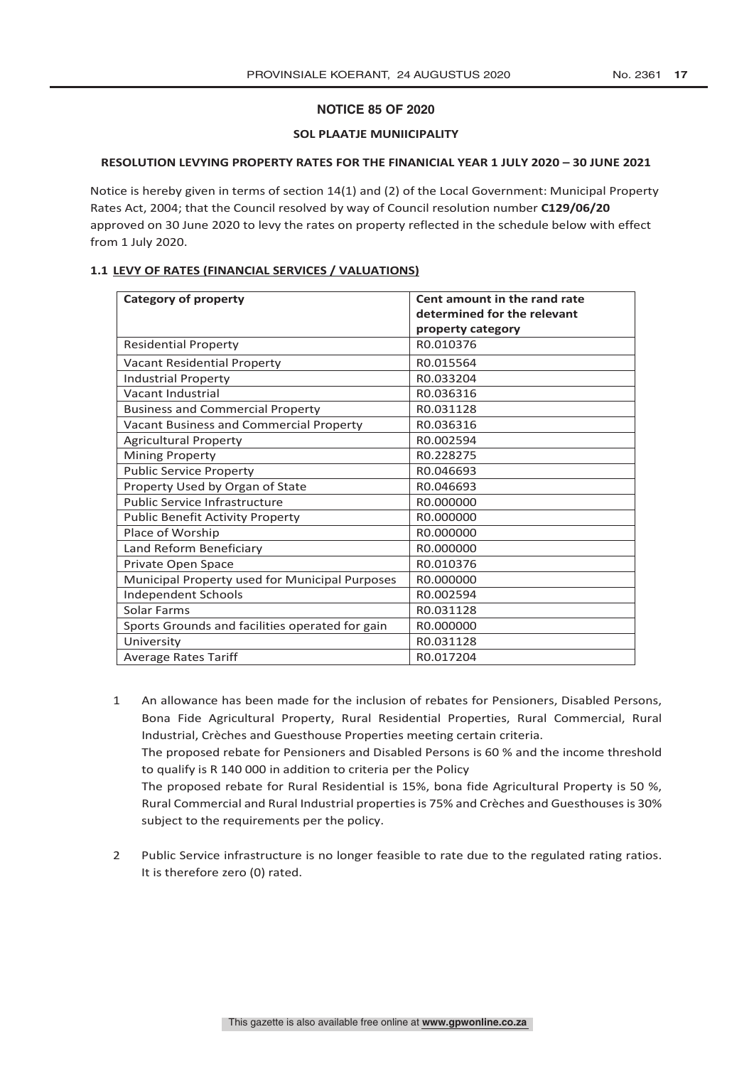## NOTICE 85 OF 2020

### SOL PLAATJE MUNIICIPALITY

### RESOLUTION LEVYING PROPERTY RATES FOR THE FINANICIAL YEAR 1 JULY 2020 – 30 JUNE 2021

Notice is hereby given in terms of section 14(1) and (2) of the Local Government: Municipal Property Rates Act, 2004; that the Council resolved by way of Council resolution number **C129/06/20** approved on 30 June 2020 to levy the rates on property reflected in the schedule below with effect from 1 July 2020.

**1.1 LEVY OF RATES (FINANCIAL SERVICES / VALUATIONS)**

| Category of property | Cent amount in the rand rate determined for the relevant property category |
|---|---|
| Residential Property | R0.010376 |
| Vacant Residential Property | R0.015564 |
| Industrial Property | R0.033204 |
| Vacant Industrial | R0.036316 |
| Business and Commercial Property | R0.031128 |
| Vacant Business and Commercial Property | R0.036316 |
| Agricultural Property | R0.002594 |
| Mining Property | R0.228275 |
| Public Service Property | R0.046693 |
| Property Used by Organ of State | R0.046693 |
| Public Service Infrastructure | R0.000000 |
| Public Benefit Activity Property | R0.000000 |
| Place of Worship | R0.000000 |
| Land Reform Beneficiary | R0.000000 |
| Private Open Space | R0.010376 |
| Municipal Property used for Municipal Purposes | R0.000000 |
| Independent Schools | R0.002594 |
| Solar Farms | R0.031128 |
| Sports Grounds and facilities operated for gain | R0.000000 |
| University | R0.031128 |
| Average Rates Tariff | R0.017204 |

1 An allowance has been made for the inclusion of rebates for Pensioners, Disabled Persons, Bona Fide Agricultural Property, Rural Residential Properties, Rural Commercial, Rural Industrial, Crèches and Guesthouse Properties meeting certain criteria.
The proposed rebate for Pensioners and Disabled Persons is 60 % and the income threshold to qualify is R 140 000 in addition to criteria per the Policy
The proposed rebate for Rural Residential is 15%, bona fide Agricultural Property is 50 %, Rural Commercial and Rural Industrial properties is 75% and Crèches and Guesthouses is 30% subject to the requirements per the policy.

2 Public Service infrastructure is no longer feasible to rate due to the regulated rating ratios. It is therefore zero (0) rated.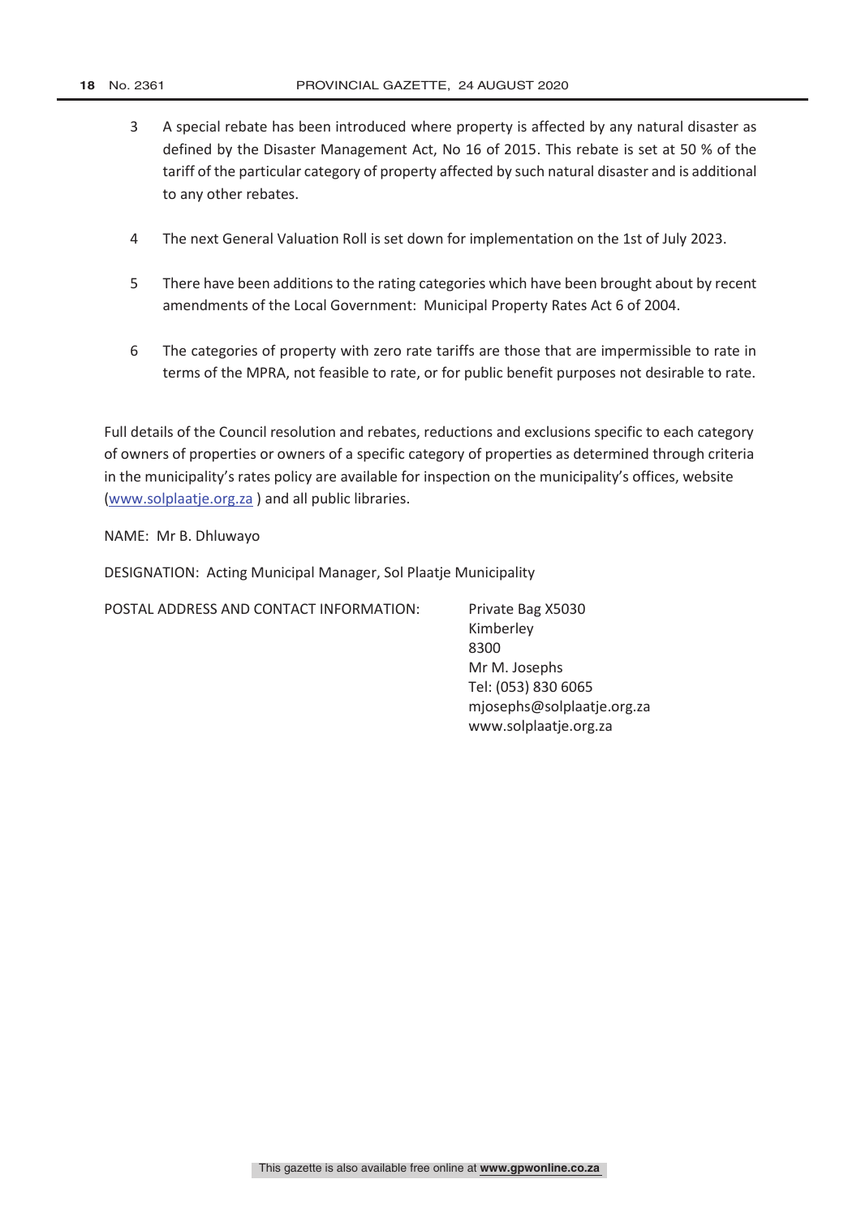3. A special rebate has been introduced where property is affected by any natural disaster as defined by the Disaster Management Act, No 16 of 2015. This rebate is set at 50 % of the tariff of the particular category of property affected by such natural disaster and is additional to any other rebates.

4. The next General Valuation Roll is set down for implementation on the 1st of July 2023.

5. There have been additions to the rating categories which have been brought about by recent amendments of the Local Government: Municipal Property Rates Act 6 of 2004.

6. The categories of property with zero rate tariffs are those that are impermissible to rate in terms of the MPRA, not feasible to rate, or for public benefit purposes not desirable to rate.

Full details of the Council resolution and rebates, reductions and exclusions specific to each category of owners of properties or owners of a specific category of properties as determined through criteria in the municipality's rates policy are available for inspection on the municipality's offices, website (www.solplaatje.org.za ) and all public libraries.

NAME: Mr B. Dhluwayo

DESIGNATION: Acting Municipal Manager, Sol Plaatje Municipality

POSTAL ADDRESS AND CONTACT INFORMATION:

Private Bag X5030
Kimberley
8300
Mr M. Josephs
Tel: (053) 830 6065
mjosephs@solplaatje.org.za
www.solplaatje.org.za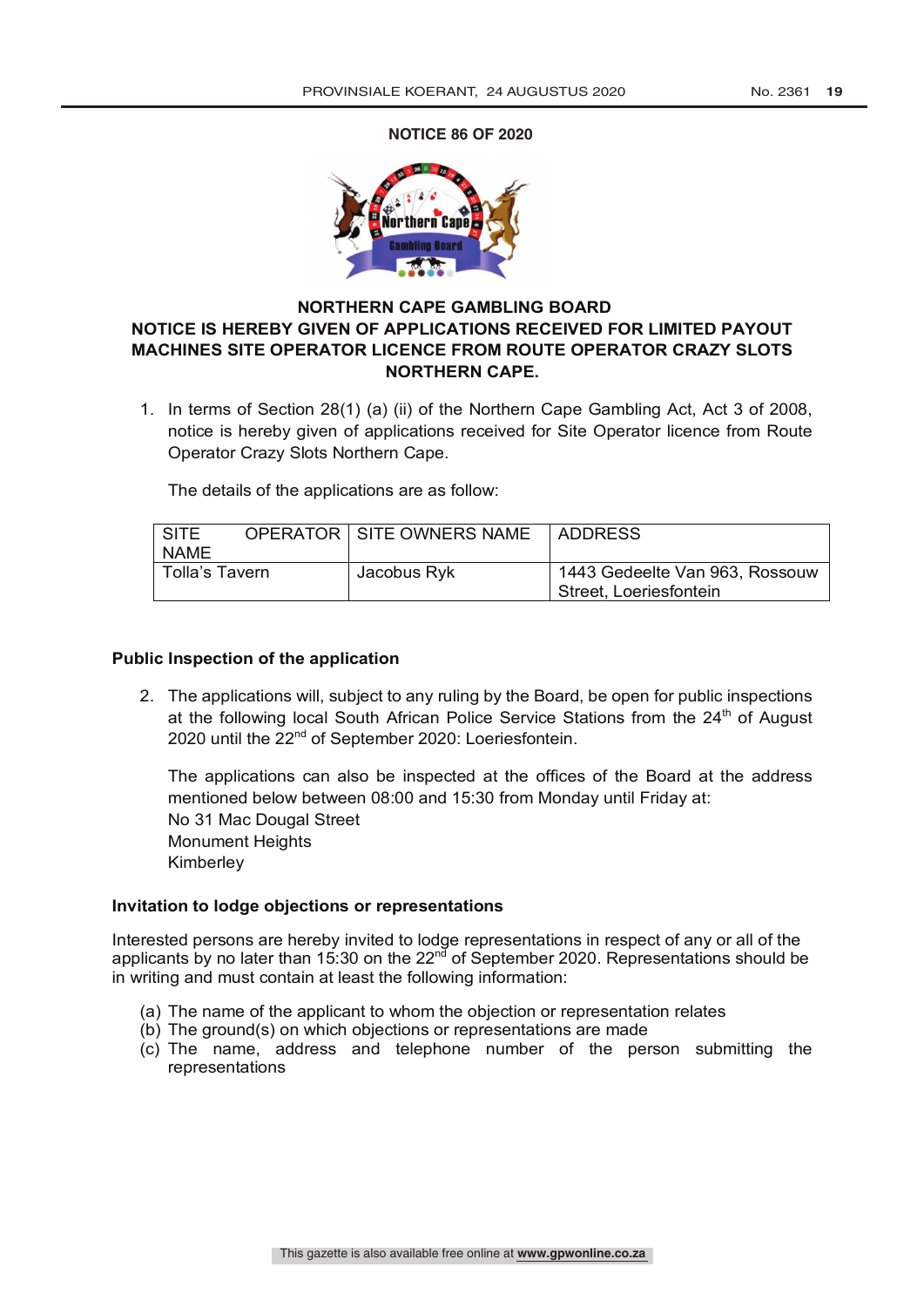**NOTICE 86 OF 2020**

**NORTHERN CAPE GAMBLING BOARD**

**NOTICE IS HEREBY GIVEN OF APPLICATIONS RECEIVED FOR LIMITED PAYOUT MACHINES SITE OPERATOR LICENCE FROM ROUTE OPERATOR CRAZY SLOTS NORTHERN CAPE.**

1. In terms of Section 28(1) (a) (ii) of the Northern Cape Gambling Act, Act 3 of 2008, notice is hereby given of applications received for Site Operator licence from Route Operator Crazy Slots Northern Cape.

   The details of the applications are as follow:

| SITE OPERATOR NAME | SITE OWNERS NAME | ADDRESS |
|---|---|---|
| Tolla's Tavern | Jacobus Ryk | 1443 Gedeelte Van 963, Rossouw Street, Loeriesfontein |

**Public Inspection of the application**

2. The applications will, subject to any ruling by the Board, be open for public inspections at the following local South African Police Service Stations from the 24th of August 2020 until the 22nd of September 2020: Loeriesfontein.

   The applications can also be inspected at the offices of the Board at the address mentioned below between 08:00 and 15:30 from Monday until Friday at:
   No 31 Mac Dougal Street
   Monument Heights
   Kimberley

**Invitation to lodge objections or representations**

Interested persons are hereby invited to lodge representations in respect of any or all of the applicants by no later than 15:30 on the 22nd of September 2020. Representations should be in writing and must contain at least the following information:

(a) The name of the applicant to whom the objection or representation relates
(b) The ground(s) on which objections or representations are made
(c) The name, address and telephone number of the person submitting the representations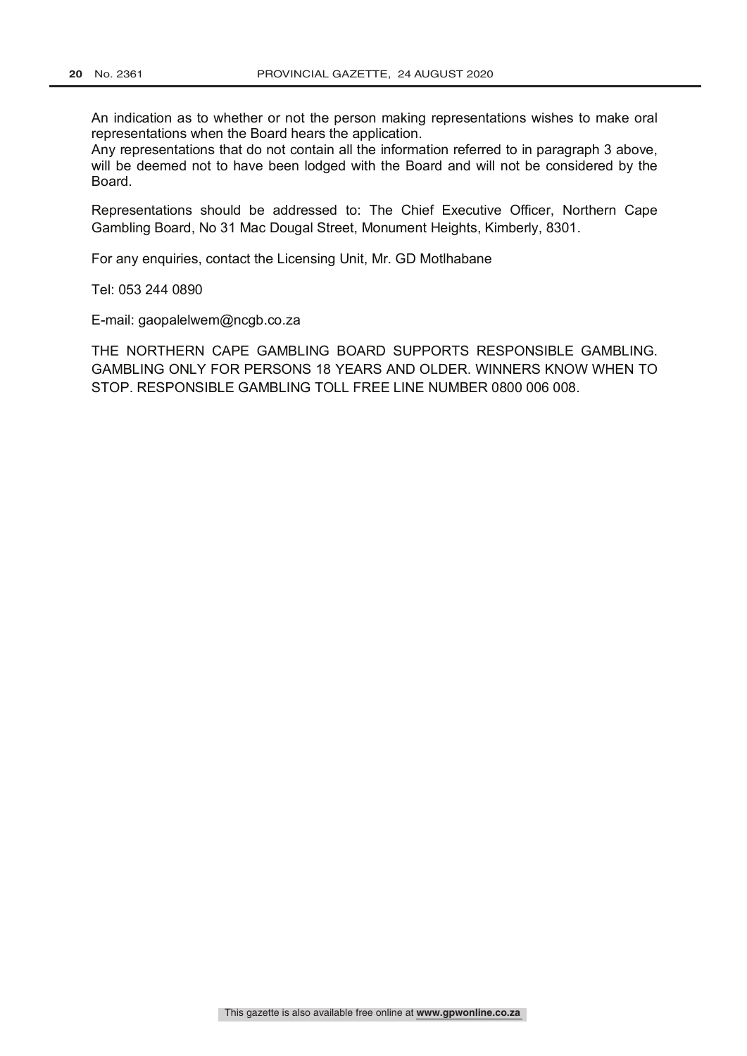An indication as to whether or not the person making representations wishes to make oral representations when the Board hears the application.

Any representations that do not contain all the information referred to in paragraph 3 above, will be deemed not to have been lodged with the Board and will not be considered by the Board.

Representations should be addressed to: The Chief Executive Officer, Northern Cape Gambling Board, No 31 Mac Dougal Street, Monument Heights, Kimberly, 8301.

For any enquiries, contact the Licensing Unit, Mr. GD Motlhabane

Tel: 053 244 0890

E-mail: gaopalelwem@ncgb.co.za

THE NORTHERN CAPE GAMBLING BOARD SUPPORTS RESPONSIBLE GAMBLING. GAMBLING ONLY FOR PERSONS 18 YEARS AND OLDER. WINNERS KNOW WHEN TO STOP. RESPONSIBLE GAMBLING TOLL FREE LINE NUMBER 0800 006 008.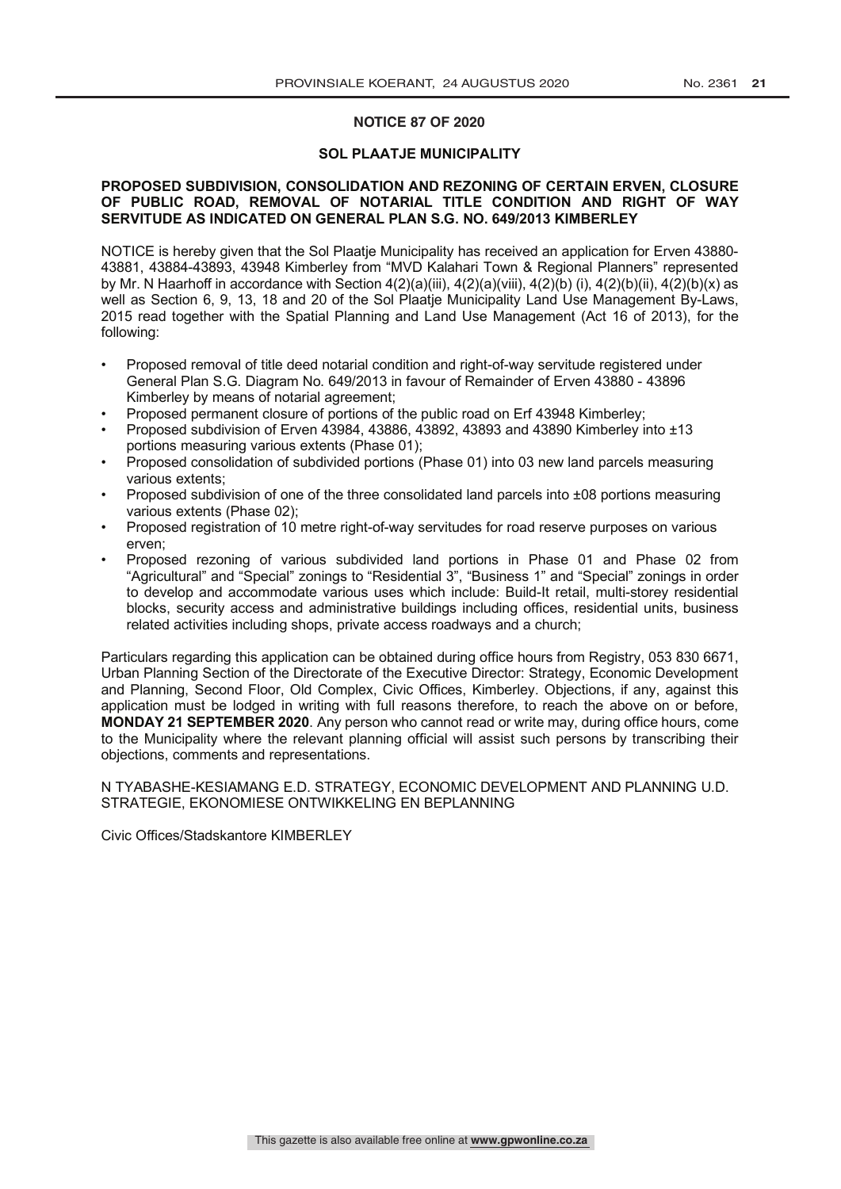## NOTICE 87 OF 2020

## SOL PLAATJE MUNICIPALITY

### PROPOSED SUBDIVISION, CONSOLIDATION AND REZONING OF CERTAIN ERVEN, CLOSURE OF PUBLIC ROAD, REMOVAL OF NOTARIAL TITLE CONDITION AND RIGHT OF WAY SERVITUDE AS INDICATED ON GENERAL PLAN S.G. NO. 649/2013 KIMBERLEY

NOTICE is hereby given that the Sol Plaatje Municipality has received an application for Erven 43880-43881, 43884-43893, 43948 Kimberley from "MVD Kalahari Town & Regional Planners" represented by Mr. N Haarhoff in accordance with Section 4(2)(a)(iii), 4(2)(a)(viii), 4(2)(b) (i), 4(2)(b)(ii), 4(2)(b)(x) as well as Section 6, 9, 13, 18 and 20 of the Sol Plaatje Municipality Land Use Management By-Laws, 2015 read together with the Spatial Planning and Land Use Management (Act 16 of 2013), for the following:

- Proposed removal of title deed notarial condition and right-of-way servitude registered under General Plan S.G. Diagram No. 649/2013 in favour of Remainder of Erven 43880 - 43896 Kimberley by means of notarial agreement;
- Proposed permanent closure of portions of the public road on Erf 43948 Kimberley;
- Proposed subdivision of Erven 43984, 43886, 43892, 43893 and 43890 Kimberley into ±13 portions measuring various extents (Phase 01);
- Proposed consolidation of subdivided portions (Phase 01) into 03 new land parcels measuring various extents;
- Proposed subdivision of one of the three consolidated land parcels into ±08 portions measuring various extents (Phase 02);
- Proposed registration of 10 metre right-of-way servitudes for road reserve purposes on various erven;
- Proposed rezoning of various subdivided land portions in Phase 01 and Phase 02 from "Agricultural" and "Special" zonings to "Residential 3", "Business 1" and "Special" zonings in order to develop and accommodate various uses which include: Build-It retail, multi-storey residential blocks, security access and administrative buildings including offices, residential units, business related activities including shops, private access roadways and a church;

Particulars regarding this application can be obtained during office hours from Registry, 053 830 6671, Urban Planning Section of the Directorate of the Executive Director: Strategy, Economic Development and Planning, Second Floor, Old Complex, Civic Offices, Kimberley. Objections, if any, against this application must be lodged in writing with full reasons therefore, to reach the above on or before, **MONDAY 21 SEPTEMBER 2020**. Any person who cannot read or write may, during office hours, come to the Municipality where the relevant planning official will assist such persons by transcribing their objections, comments and representations.

N TYABASHE-KESIAMANG E.D. STRATEGY, ECONOMIC DEVELOPMENT AND PLANNING U.D. STRATEGIE, EKONOMIESE ONTWIKKELING EN BEPLANNING

Civic Offices/Stadskantore KIMBERLEY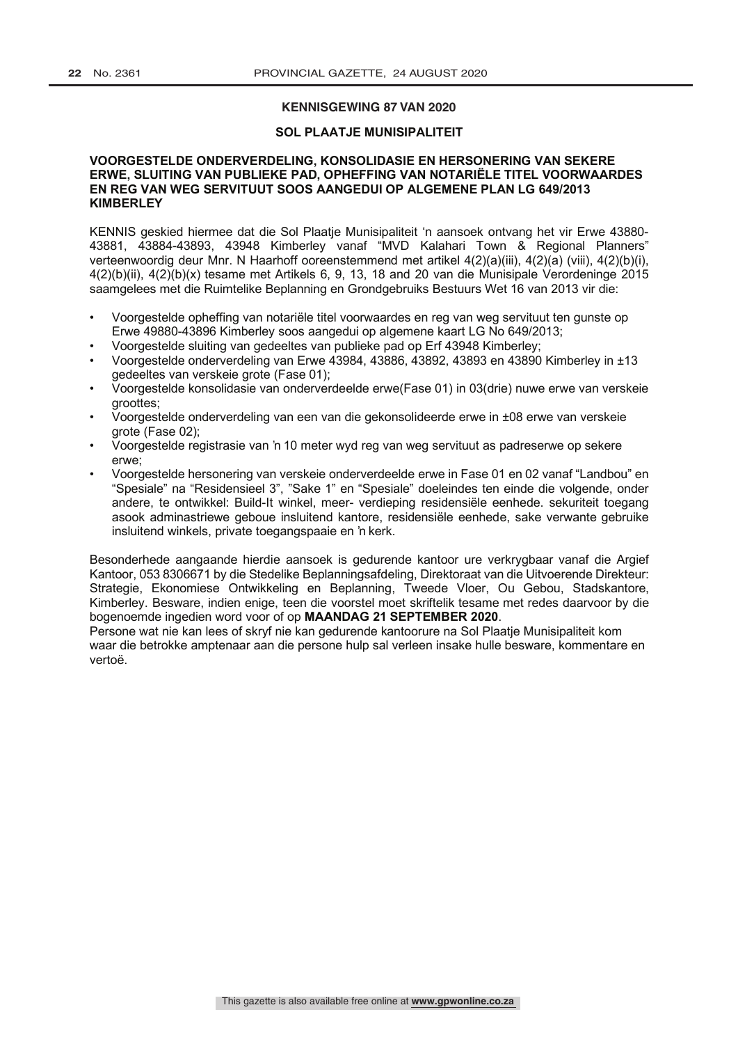## KENNISGEWING 87 VAN 2020

## SOL PLAATJE MUNISIPALITEIT

### VOORGESTELDE ONDERVERDELING, KONSOLIDASIE EN HERSONERING VAN SEKERE ERWE, SLUITING VAN PUBLIEKE PAD, OPHEFFING VAN NOTARIËLE TITEL VOORWAARDES EN REG VAN WEG SERVITUUT SOOS AANGEDUI OP ALGEMENE PLAN LG 649/2013 KIMBERLEY

KENNIS geskied hiermee dat die Sol Plaatje Munisipaliteit 'n aansoek ontvang het vir Erwe 43880-43881, 43884-43893, 43948 Kimberley vanaf "MVD Kalahari Town & Regional Planners" verteenwoordig deur Mnr. N Haarhoff ooreenstemmend met artikel 4(2)(a)(iii), 4(2)(a) (viii), 4(2)(b)(i), 4(2)(b)(ii), 4(2)(b)(x) tesame met Artikels 6, 9, 13, 18 and 20 van die Munisipale Verordeninge 2015 saamgelees met die Ruimtelike Beplanning en Grondgebruiks Bestuurs Wet 16 van 2013 vir die:

- Voorgestelde opheffing van notariële titel voorwaardes en reg van weg servituut ten gunste op Erwe 49880-43896 Kimberley soos aangedui op algemene kaart LG No 649/2013;
- Voorgestelde sluiting van gedeeltes van publieke pad op Erf 43948 Kimberley;
- Voorgestelde onderverdeling van Erwe 43984, 43886, 43892, 43893 en 43890 Kimberley in ±13 gedeeltes van verskeie grote (Fase 01);
- Voorgestelde konsolidasie van onderverdeelde erwe(Fase 01) in 03(drie) nuwe erwe van verskeie groottes;
- Voorgestelde onderverdeling van een van die gekonsolideerde erwe in ±08 erwe van verskeie grote (Fase 02);
- Voorgestelde registrasie van 'n 10 meter wyd reg van weg servituut as padreserwe op sekere erwe;
- Voorgestelde hersonering van verskeie onderverdeelde erwe in Fase 01 en 02 vanaf "Landbou" en "Spesiale" na "Residensieel 3", "Sake 1" en "Spesiale" doeleindes ten einde die volgende, onder andere, te ontwikkel: Build-It winkel, meer- verdieping residensiële eenhede. sekuriteit toegang asook adminastriewe geboue insluitend kantore, residensiële eenhede, sake verwante gebruike insluitend winkels, private toegangspaaie en 'n kerk.

Besonderhede aangaande hierdie aansoek is gedurende kantoor ure verkrygbaar vanaf die Argief Kantoor, 053 8306671 by die Stedelike Beplanningsafdeling, Direktoraat van die Uitvoerende Direkteur: Strategie, Ekonomiese Ontwikkeling en Beplanning, Tweede Vloer, Ou Gebou, Stadskantore, Kimberley. Besware, indien enige, teen die voorstel moet skriftelik tesame met redes daarvoor by die bogenoemde ingedien word voor of op **MAANDAG 21 SEPTEMBER 2020**.

Persone wat nie kan lees of skryf nie kan gedurende kantoorure na Sol Plaatje Munisipaliteit kom waar die betrokke amptenaar aan die persone hulp sal verleen insake hulle besware, kommentare en vertoë.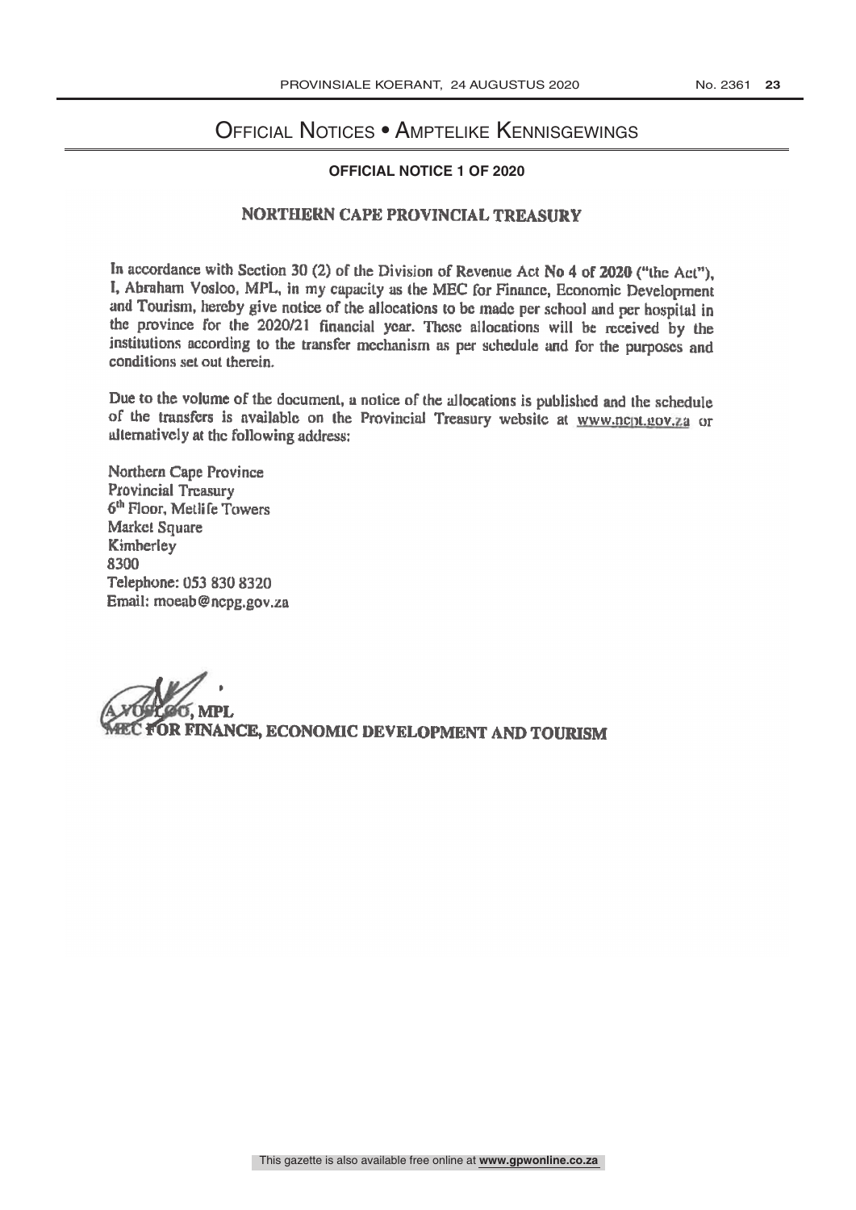# Official Notices • Amptelike Kennisgewings

**OFFICIAL NOTICE 1 OF 2020**

## NORTHERN CAPE PROVINCIAL TREASURY

In accordance with Section 30 (2) of the Division of Revenue Act **No 4 of 2020** ("the Act"), I, Abraham Vosloo, MPL, in my capacity as the MEC for Finance, Economic Development and Tourism, hereby give notice of the allocations to be made per school and per hospital in the province for the 2020/21 financial year. These allocations will be received by the institutions according to the transfer mechanism as per schedule and for the purposes and conditions set out therein.

Due to the volume of the document, a notice of the allocations is published and the schedule of the transfers is available on the Provincial Treasury website at www.ncpt.gov.za or alternatively at the following address:

Northern Cape Province
Provincial Treasury
6th Floor, Metlife Towers
Market Square
Kimberley
8300
Telephone: 053 830 8320
Email: moeab@ncpg.gov.za

**A VOSLOO, MPL**
**MEC FOR FINANCE, ECONOMIC DEVELOPMENT AND TOURISM**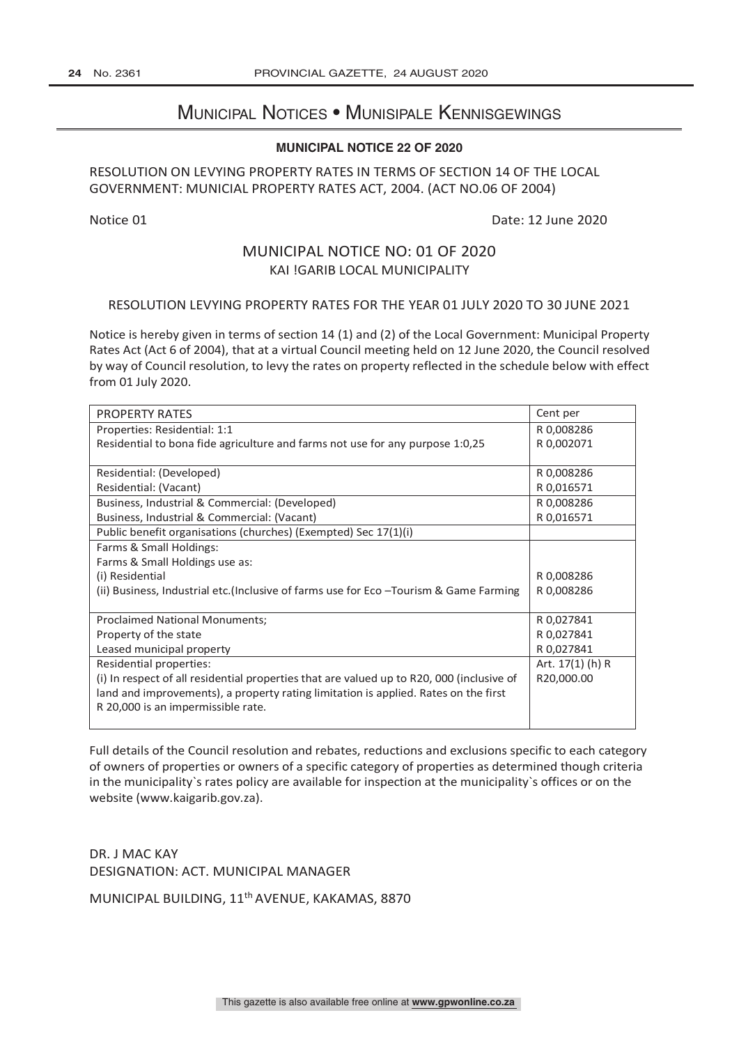# Municipal Notices • Munisipale Kennisgewings

## MUNICIPAL NOTICE 22 OF 2020

RESOLUTION ON LEVYING PROPERTY RATES IN TERMS OF SECTION 14 OF THE LOCAL GOVERNMENT: MUNICIAL PROPERTY RATES ACT, 2004. (ACT NO.06 OF 2004)

Notice 01 Date: 12 June 2020

### MUNICIPAL NOTICE NO: 01 OF 2020
KAI !GARIB LOCAL MUNICIPALITY

RESOLUTION LEVYING PROPERTY RATES FOR THE YEAR 01 JULY 2020 TO 30 JUNE 2021

Notice is hereby given in terms of section 14 (1) and (2) of the Local Government: Municipal Property Rates Act (Act 6 of 2004), that at a virtual Council meeting held on 12 June 2020, the Council resolved by way of Council resolution, to levy the rates on property reflected in the schedule below with effect from 01 July 2020.

| PROPERTY RATES | Cent per |
|---|---|
| Properties: Residential: 1:1<br>Residential to bona fide agriculture and farms not use for any purpose 1:0,25 | R 0,008286<br>R 0,002071 |
| Residential: (Developed)<br>Residential: (Vacant) | R 0,008286<br>R 0,016571 |
| Business, Industrial & Commercial: (Developed)<br>Business, Industrial & Commercial: (Vacant) | R 0,008286<br>R 0,016571 |
| Public benefit organisations (churches) (Exempted) Sec 17(1)(i) | |
| Farms & Small Holdings:<br>Farms & Small Holdings use as:<br>(i) Residential<br>(ii) Business, Industrial etc.(Inclusive of farms use for Eco –Tourism & Game Farming | <br><br>R 0,008286<br>R 0,008286 |
| Proclaimed National Monuments;<br>Property of the state<br>Leased municipal property | R 0,027841<br>R 0,027841<br>R 0,027841 |
| Residential properties:<br>(i) In respect of all residential properties that are valued up to R20, 000 (inclusive of land and improvements), a property rating limitation is applied. Rates on the first R 20,000 is an impermissible rate. | Art. 17(1) (h) R R20,000.00 |

Full details of the Council resolution and rebates, reductions and exclusions specific to each category of owners of properties or owners of a specific category of properties as determined though criteria in the municipality`s rates policy are available for inspection at the municipality`s offices or on the website (www.kaigarib.gov.za).

DR. J MAC KAY
DESIGNATION: ACT. MUNICIPAL MANAGER

MUNICIPAL BUILDING, 11th AVENUE, KAKAMAS, 8870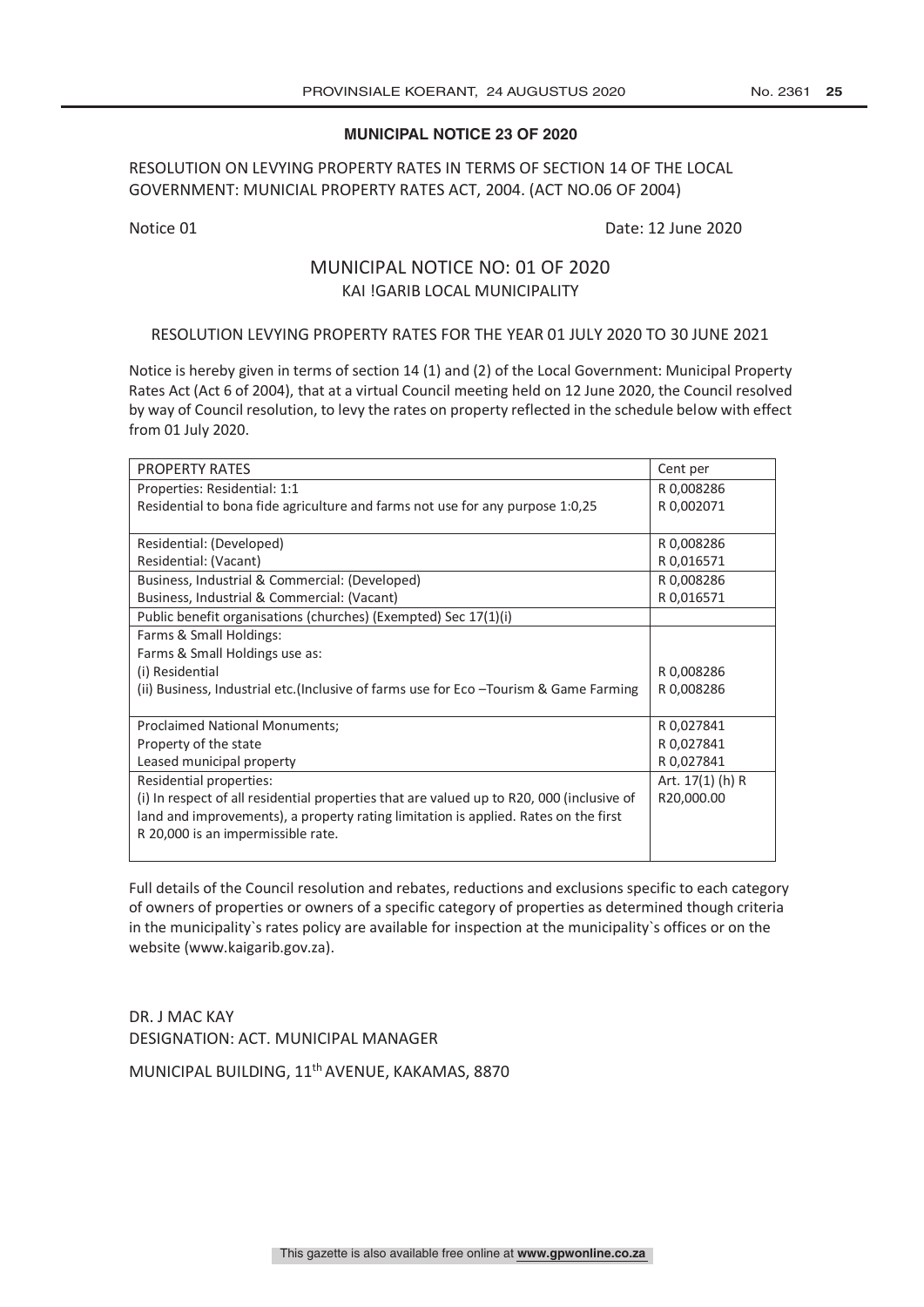**MUNICIPAL NOTICE 23 OF 2020**

RESOLUTION ON LEVYING PROPERTY RATES IN TERMS OF SECTION 14 OF THE LOCAL GOVERNMENT: MUNICIAL PROPERTY RATES ACT, 2004. (ACT NO.06 OF 2004)

Notice 01 Date: 12 June 2020

## MUNICIPAL NOTICE NO: 01 OF 2020

### KAI !GARIB LOCAL MUNICIPALITY

RESOLUTION LEVYING PROPERTY RATES FOR THE YEAR 01 JULY 2020 TO 30 JUNE 2021

Notice is hereby given in terms of section 14 (1) and (2) of the Local Government: Municipal Property Rates Act (Act 6 of 2004), that at a virtual Council meeting held on 12 June 2020, the Council resolved by way of Council resolution, to levy the rates on property reflected in the schedule below with effect from 01 July 2020.

| PROPERTY RATES | Cent per |
|---|---|
| Properties: Residential: 1:1<br>Residential to bona fide agriculture and farms not use for any purpose 1:0,25 | R 0,008286<br>R 0,002071 |
| Residential: (Developed)<br>Residential: (Vacant) | R 0,008286<br>R 0,016571 |
| Business, Industrial & Commercial: (Developed)<br>Business, Industrial & Commercial: (Vacant) | R 0,008286<br>R 0,016571 |
| Public benefit organisations (churches) (Exempted) Sec 17(1)(i) | |
| Farms & Small Holdings:<br>Farms & Small Holdings use as:<br>(i) Residential<br>(ii) Business, Industrial etc.(Inclusive of farms use for Eco –Tourism & Game Farming | <br><br>R 0,008286<br>R 0,008286 |
| Proclaimed National Monuments;<br>Property of the state<br>Leased municipal property | R 0,027841<br>R 0,027841<br>R 0,027841 |
| Residential properties:<br>(i) In respect of all residential properties that are valued up to R20, 000 (inclusive of land and improvements), a property rating limitation is applied. Rates on the first R 20,000 is an impermissible rate. | Art. 17(1) (h) R<br>R20,000.00 |

Full details of the Council resolution and rebates, reductions and exclusions specific to each category of owners of properties or owners of a specific category of properties as determined though criteria in the municipality`s rates policy are available for inspection at the municipality`s offices or on the website (www.kaigarib.gov.za).

DR. J MAC KAY
DESIGNATION: ACT. MUNICIPAL MANAGER

MUNICIPAL BUILDING, 11th AVENUE, KAKAMAS, 8870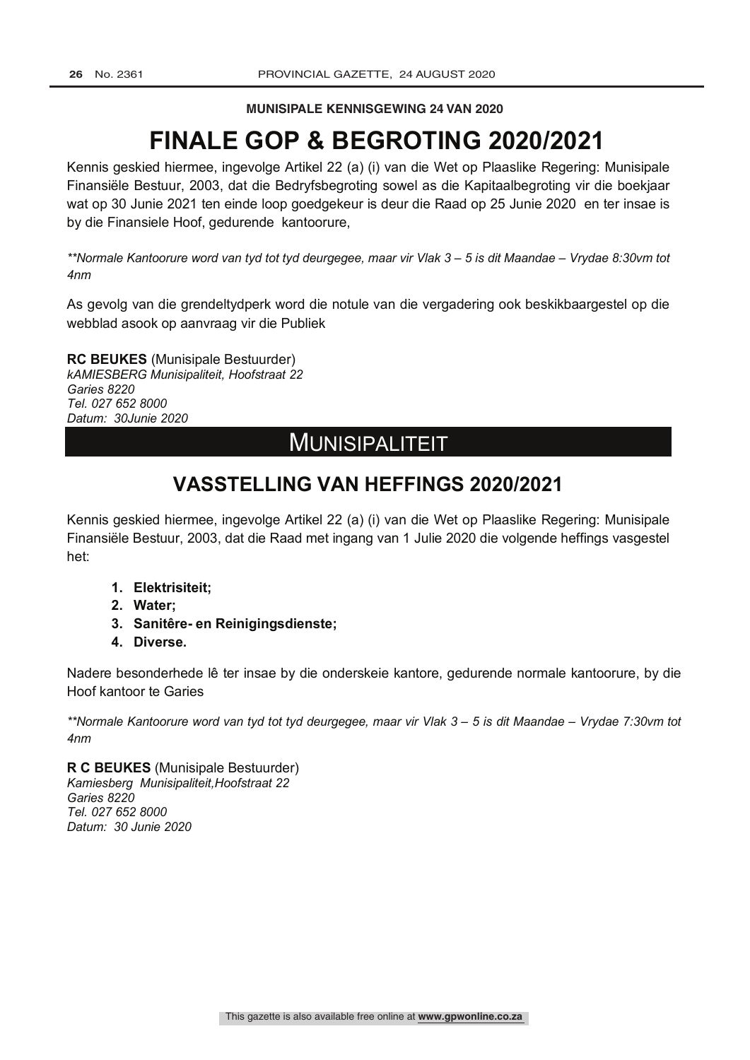**MUNISIPALE KENNISGEWING 24 VAN 2020**

# FINALE GOP & BEGROTING 2020/2021

Kennis geskied hiermee, ingevolge Artikel 22 (a) (i) van die Wet op Plaaslike Regering: Munisipale Finansiële Bestuur, 2003, dat die Bedryfsbegroting sowel as die Kapitaalbegroting vir die boekjaar wat op 30 Junie 2021 ten einde loop goedgekeur is deur die Raad op 25 Junie 2020 en ter insae is by die Finansiele Hoof, gedurende kantoorure,

*\*\*Normale Kantoorure word van tyd tot tyd deurgegee, maar vir Vlak 3 – 5 is dit Maandae – Vrydae 8:30vm tot 4nm*

As gevolg van die grendeltydperk word die notule van die vergadering ook beskikbaargestel op die webblad asook op aanvraag vir die Publiek

**RC BEUKES** (Munisipale Bestuurder)
*kAMIESBERG Munisipaliteit, Hoofstraat 22*
*Garies 8220*
*Tel. 027 652 8000*
*Datum: 30Junie 2020*

# MUNISIPALITEIT

## VASSTELLING VAN HEFFINGS 2020/2021

Kennis geskied hiermee, ingevolge Artikel 22 (a) (i) van die Wet op Plaaslike Regering: Munisipale Finansiële Bestuur, 2003, dat die Raad met ingang van 1 Julie 2020 die volgende heffings vasgestel het:

1. **Elektrisiteit;**
2. **Water;**
3. **Sanitêre- en Reinigingsdienste;**
4. **Diverse.**

Nadere besonderhede lê ter insae by die onderskeie kantore, gedurende normale kantoorure, by die Hoof kantoor te Garies

*\*\*Normale Kantoorure word van tyd tot tyd deurgegee, maar vir Vlak 3 – 5 is dit Maandae – Vrydae 7:30vm tot 4nm*

**R C BEUKES** (Munisipale Bestuurder)
*Kamiesberg Munisipaliteit,Hoofstraat 22*
*Garies 8220*
*Tel. 027 652 8000*
*Datum: 30 Junie 2020*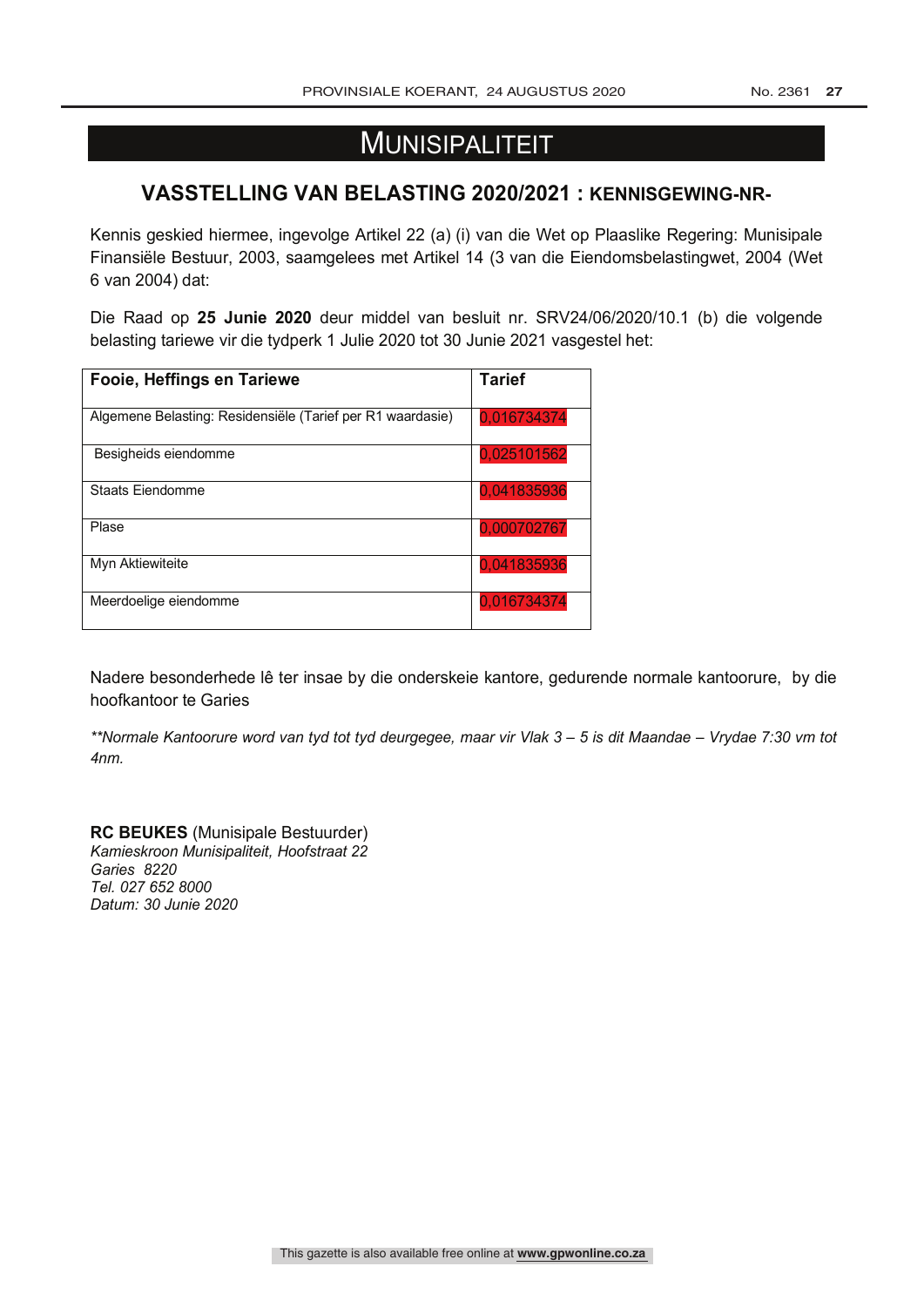# MUNISIPALITEIT

## VASSTELLING VAN BELASTING 2020/2021 : KENNISGEWING-NR-

Kennis geskied hiermee, ingevolge Artikel 22 (a) (i) van die Wet op Plaaslike Regering: Munisipale Finansiële Bestuur, 2003, saamgelees met Artikel 14 (3 van die Eiendomsbelastingwet, 2004 (Wet 6 van 2004) dat:

Die Raad op **25 Junie 2020** deur middel van besluit nr. SRV24/06/2020/10.1 (b) die volgende belasting tariewe vir die tydperk 1 Julie 2020 tot 30 Junie 2021 vasgestel het:

| Fooie, Heffings en Tariewe | Tarief |
|---|---|
| Algemene Belasting: Residensiële (Tarief per R1 waardasie) | 0,016734374 |
| Besigheids eiendomme | 0,025101562 |
| Staats Eiendomme | 0,041835936 |
| Plase | 0,000702767 |
| Myn Aktiewiteite | 0,041835936 |
| Meerdoelige eiendomme | 0,016734374 |

Nadere besonderhede lê ter insae by die onderskeie kantore, gedurende normale kantoorure, by die hoofkantoor te Garies

*\*\*Normale Kantoorure word van tyd tot tyd deurgegee, maar vir Vlak 3 – 5 is dit Maandae – Vrydae 7:30 vm tot 4nm.*

**RC BEUKES** (Munisipale Bestuurder)
*Kamieskroon Munisipaliteit, Hoofstraat 22*
*Garies 8220*
*Tel. 027 652 8000*
*Datum: 30 Junie 2020*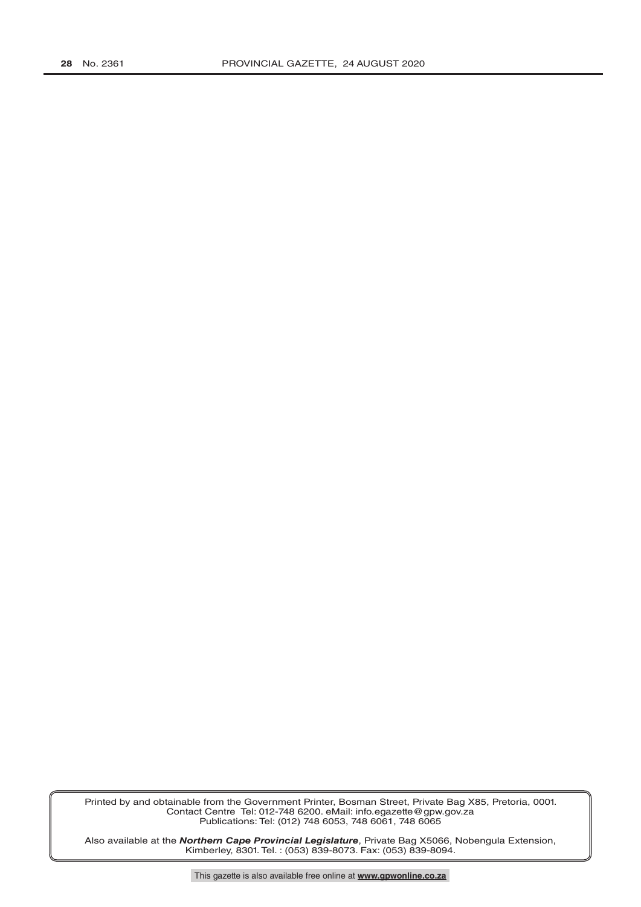Printed by and obtainable from the Government Printer, Bosman Street, Private Bag X85, Pretoria, 0001.
Contact Centre Tel: 012-748 6200. eMail: info.egazette@gpw.gov.za
Publications: Tel: (012) 748 6053, 748 6061, 748 6065

Also available at the ***Northern Cape Provincial Legislature***, Private Bag X5066, Nobengula Extension, Kimberley, 8301. Tel. : (053) 839-8073. Fax: (053) 839-8094.

This gazette is also available free online at **www.gpwonline.co.za**